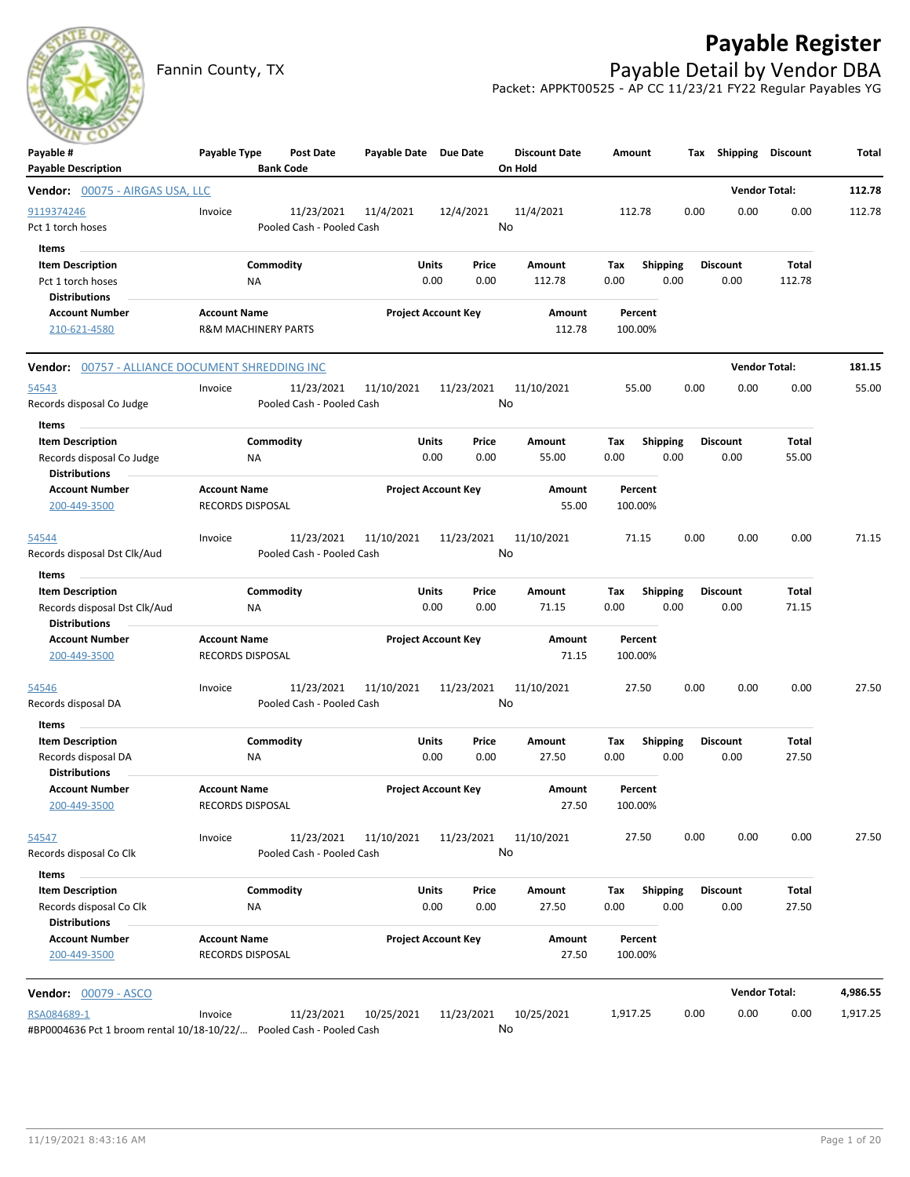# Payable Register

Fannin County, TX

## Payable Detail by Vendor DBA

Packet: APPKT00525 - AP CC 11/23/21 FY22 Regular Payables YG

| Payable # / Payable Description | Payable Type | Post Date / Bank Code | Payable Date | Due Date | Discount Date / On Hold | Amount | Tax | Shipping | Discount | Total |
|---|---|---|---|---|---|---|---|---|---|---|

**Vendor: 00075 - AIRGAS USA, LLC** — Vendor Total: **112.78**

| Payable # | Payable Type | Post Date | Payable Date | Due Date | Discount Date | Amount | Tax | Shipping | Discount | Total |
|---|---|---|---|---|---|---|---|---|---|---|
| 9119374246 | Invoice | 11/23/2021 | 11/4/2021 | 12/4/2021 | 11/4/2021 | 112.78 | 0.00 | 0.00 | 0.00 | 112.78 |
| Pct 1 torch hoses | | Pooled Cash - Pooled Cash | | | No | | | | | |

Items

| Item Description | Commodity | Units | Price | Amount | Tax | Shipping | Discount | Total |
|---|---|---|---|---|---|---|---|---|
| Pct 1 torch hoses | NA | 0.00 | 0.00 | 112.78 | 0.00 | 0.00 | 0.00 | 112.78 |

Distributions

| Account Number | Account Name | Project Account Key | Amount | Percent |
|---|---|---|---|---|
| 210-621-4580 | R&M MACHINERY PARTS | | 112.78 | 100.00% |

**Vendor: 00757 - ALLIANCE DOCUMENT SHREDDING INC** — Vendor Total: **181.15**

| Payable # | Payable Type | Post Date | Payable Date | Due Date | Discount Date | Amount | Tax | Shipping | Discount | Total |
|---|---|---|---|---|---|---|---|---|---|---|
| 54543 | Invoice | 11/23/2021 | 11/10/2021 | 11/23/2021 | 11/10/2021 | 55.00 | 0.00 | 0.00 | 0.00 | 55.00 |
| Records disposal Co Judge | | Pooled Cash - Pooled Cash | | | No | | | | | |

Items

| Item Description | Commodity | Units | Price | Amount | Tax | Shipping | Discount | Total |
|---|---|---|---|---|---|---|---|---|
| Records disposal Co Judge | NA | 0.00 | 0.00 | 55.00 | 0.00 | 0.00 | 0.00 | 55.00 |

Distributions

| Account Number | Account Name | Project Account Key | Amount | Percent |
|---|---|---|---|---|
| 200-449-3500 | RECORDS DISPOSAL | | 55.00 | 100.00% |

| Payable # | Payable Type | Post Date | Payable Date | Due Date | Discount Date | Amount | Tax | Shipping | Discount | Total |
|---|---|---|---|---|---|---|---|---|---|---|
| 54544 | Invoice | 11/23/2021 | 11/10/2021 | 11/23/2021 | 11/10/2021 | 71.15 | 0.00 | 0.00 | 0.00 | 71.15 |
| Records disposal Dst Clk/Aud | | Pooled Cash - Pooled Cash | | | No | | | | | |

Items

| Item Description | Commodity | Units | Price | Amount | Tax | Shipping | Discount | Total |
|---|---|---|---|---|---|---|---|---|
| Records disposal Dst Clk/Aud | NA | 0.00 | 0.00 | 71.15 | 0.00 | 0.00 | 0.00 | 71.15 |

Distributions

| Account Number | Account Name | Project Account Key | Amount | Percent |
|---|---|---|---|---|
| 200-449-3500 | RECORDS DISPOSAL | | 71.15 | 100.00% |

| Payable # | Payable Type | Post Date | Payable Date | Due Date | Discount Date | Amount | Tax | Shipping | Discount | Total |
|---|---|---|---|---|---|---|---|---|---|---|
| 54546 | Invoice | 11/23/2021 | 11/10/2021 | 11/23/2021 | 11/10/2021 | 27.50 | 0.00 | 0.00 | 0.00 | 27.50 |
| Records disposal DA | | Pooled Cash - Pooled Cash | | | No | | | | | |

Items

| Item Description | Commodity | Units | Price | Amount | Tax | Shipping | Discount | Total |
|---|---|---|---|---|---|---|---|---|
| Records disposal DA | NA | 0.00 | 0.00 | 27.50 | 0.00 | 0.00 | 0.00 | 27.50 |

Distributions

| Account Number | Account Name | Project Account Key | Amount | Percent |
|---|---|---|---|---|
| 200-449-3500 | RECORDS DISPOSAL | | 27.50 | 100.00% |

| Payable # | Payable Type | Post Date | Payable Date | Due Date | Discount Date | Amount | Tax | Shipping | Discount | Total |
|---|---|---|---|---|---|---|---|---|---|---|
| 54547 | Invoice | 11/23/2021 | 11/10/2021 | 11/23/2021 | 11/10/2021 | 27.50 | 0.00 | 0.00 | 0.00 | 27.50 |
| Records disposal Co Clk | | Pooled Cash - Pooled Cash | | | No | | | | | |

Items

| Item Description | Commodity | Units | Price | Amount | Tax | Shipping | Discount | Total |
|---|---|---|---|---|---|---|---|---|
| Records disposal Co Clk | NA | 0.00 | 0.00 | 27.50 | 0.00 | 0.00 | 0.00 | 27.50 |

Distributions

| Account Number | Account Name | Project Account Key | Amount | Percent |
|---|---|---|---|---|
| 200-449-3500 | RECORDS DISPOSAL | | 27.50 | 100.00% |

**Vendor: 00079 - ASCO** — Vendor Total: **4,986.55**

| Payable # | Payable Type | Post Date | Payable Date | Due Date | Discount Date | Amount | Tax | Shipping | Discount | Total |
|---|---|---|---|---|---|---|---|---|---|---|
| RSA084689-1 | Invoice | 11/23/2021 | 10/25/2021 | 11/23/2021 | 10/25/2021 | 1,917.25 | 0.00 | 0.00 | 0.00 | 1,917.25 |
| #BP0004636 Pct 1 broom rental 10/18-10/22/... | | Pooled Cash - Pooled Cash | | | No | | | | | |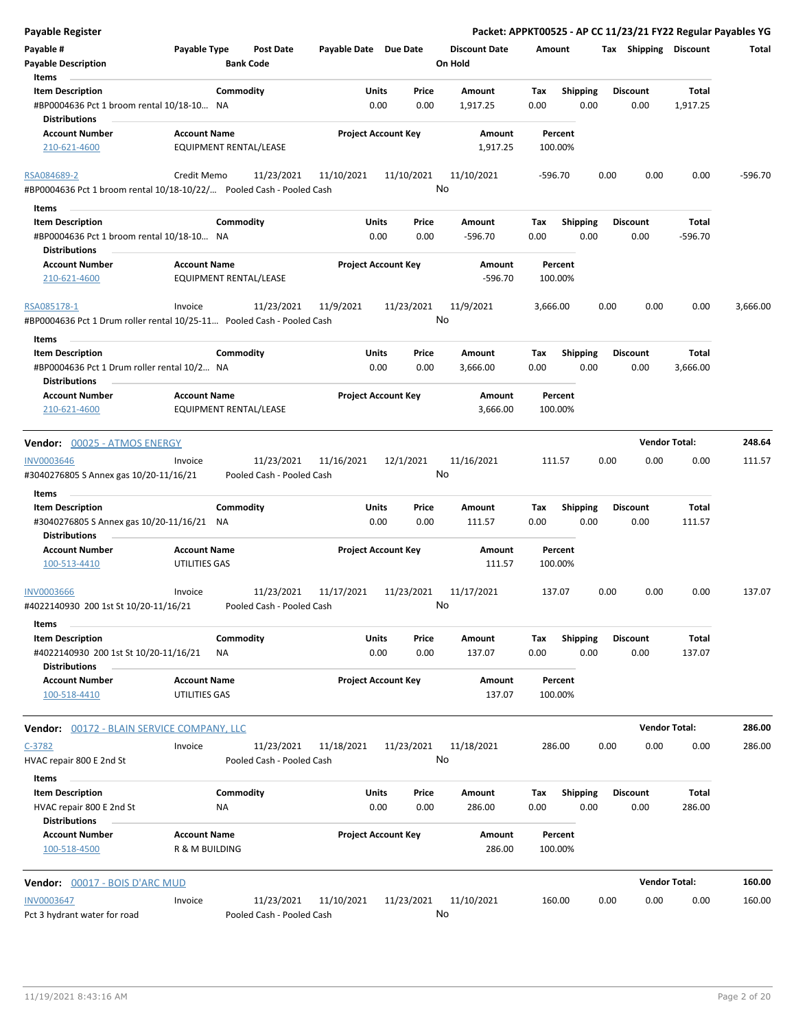**Payable Register** — Packet: APPKT00525 - AP CC 11/23/21 FY22 Regular Payables YG

| Payable # | Payable Type | Post Date | Payable Date | Due Date | Discount Date | Amount | Tax | Shipping | Discount | Total |
|---|---|---|---|---|---|---|---|---|---|---|
| Payable Description | | Bank Code | | | On Hold | | | | | |

**Items**

| Item Description | Commodity | Units | Price | Amount | Tax | Shipping | Discount | Total |
|---|---|---|---|---|---|---|---|---|
| #BP0004636 Pct 1 broom rental 10/18-10... | NA | 0.00 | 0.00 | 1,917.25 | 0.00 | 0.00 | 0.00 | 1,917.25 |

**Distributions**

| Account Number | Account Name | Project Account Key | Amount | Percent |
|---|---|---|---|---|
| 210-621-4600 | EQUIPMENT RENTAL/LEASE | | 1,917.25 | 100.00% |

| Payable # | Payable Type | Post Date | Payable Date | Due Date | Discount Date | Amount | Tax | Shipping | Discount | Total |
|---|---|---|---|---|---|---|---|---|---|---|
| RSA084689-2 | Credit Memo | 11/23/2021 | 11/10/2021 | 11/10/2021 | 11/10/2021 | -596.70 | 0.00 | 0.00 | 0.00 | -596.70 |
| #BP0004636 Pct 1 broom rental 10/18-10/22/... | | Pooled Cash - Pooled Cash | | | No | | | | | |

**Items**

| Item Description | Commodity | Units | Price | Amount | Tax | Shipping | Discount | Total |
|---|---|---|---|---|---|---|---|---|
| #BP0004636 Pct 1 broom rental 10/18-10... | NA | 0.00 | 0.00 | -596.70 | 0.00 | 0.00 | 0.00 | -596.70 |

**Distributions**

| Account Number | Account Name | Project Account Key | Amount | Percent |
|---|---|---|---|---|
| 210-621-4600 | EQUIPMENT RENTAL/LEASE | | -596.70 | 100.00% |

| Payable # | Payable Type | Post Date | Payable Date | Due Date | Discount Date | Amount | Tax | Shipping | Discount | Total |
|---|---|---|---|---|---|---|---|---|---|---|
| RSA085178-1 | Invoice | 11/23/2021 | 11/9/2021 | 11/23/2021 | 11/9/2021 | 3,666.00 | 0.00 | 0.00 | 0.00 | 3,666.00 |
| #BP0004636 Pct 1 Drum roller rental 10/25-11... | | Pooled Cash - Pooled Cash | | | No | | | | | |

**Items**

| Item Description | Commodity | Units | Price | Amount | Tax | Shipping | Discount | Total |
|---|---|---|---|---|---|---|---|---|
| #BP0004636 Pct 1 Drum roller rental 10/2... | NA | 0.00 | 0.00 | 3,666.00 | 0.00 | 0.00 | 0.00 | 3,666.00 |

**Distributions**

| Account Number | Account Name | Project Account Key | Amount | Percent |
|---|---|---|---|---|
| 210-621-4600 | EQUIPMENT RENTAL/LEASE | | 3,666.00 | 100.00% |

**Vendor: 00025 - ATMOS ENERGY** — Vendor Total: **248.64**

| Payable # | Payable Type | Post Date | Payable Date | Due Date | Discount Date | Amount | Tax | Shipping | Discount | Total |
|---|---|---|---|---|---|---|---|---|---|---|
| INV0003646 | Invoice | 11/23/2021 | 11/16/2021 | 12/1/2021 | 11/16/2021 | 111.57 | 0.00 | 0.00 | 0.00 | 111.57 |
| #3040276805 S Annex gas 10/20-11/16/21 | | Pooled Cash - Pooled Cash | | | No | | | | | |

**Items**

| Item Description | Commodity | Units | Price | Amount | Tax | Shipping | Discount | Total |
|---|---|---|---|---|---|---|---|---|
| #3040276805 S Annex gas 10/20-11/16/21 | NA | 0.00 | 0.00 | 111.57 | 0.00 | 0.00 | 0.00 | 111.57 |

**Distributions**

| Account Number | Account Name | Project Account Key | Amount | Percent |
|---|---|---|---|---|
| 100-513-4410 | UTILITIES GAS | | 111.57 | 100.00% |

| Payable # | Payable Type | Post Date | Payable Date | Due Date | Discount Date | Amount | Tax | Shipping | Discount | Total |
|---|---|---|---|---|---|---|---|---|---|---|
| INV0003666 | Invoice | 11/23/2021 | 11/17/2021 | 11/23/2021 | 11/17/2021 | 137.07 | 0.00 | 0.00 | 0.00 | 137.07 |
| #4022140930 200 1st St 10/20-11/16/21 | | Pooled Cash - Pooled Cash | | | No | | | | | |

**Items**

| Item Description | Commodity | Units | Price | Amount | Tax | Shipping | Discount | Total |
|---|---|---|---|---|---|---|---|---|
| #4022140930 200 1st St 10/20-11/16/21 | NA | 0.00 | 0.00 | 137.07 | 0.00 | 0.00 | 0.00 | 137.07 |

**Distributions**

| Account Number | Account Name | Project Account Key | Amount | Percent |
|---|---|---|---|---|
| 100-518-4410 | UTILITIES GAS | | 137.07 | 100.00% |

**Vendor: 00172 - BLAIN SERVICE COMPANY, LLC** — Vendor Total: **286.00**

| Payable # | Payable Type | Post Date | Payable Date | Due Date | Discount Date | Amount | Tax | Shipping | Discount | Total |
|---|---|---|---|---|---|---|---|---|---|---|
| C-3782 | Invoice | 11/23/2021 | 11/18/2021 | 11/23/2021 | 11/18/2021 | 286.00 | 0.00 | 0.00 | 0.00 | 286.00 |
| HVAC repair 800 E 2nd St | | Pooled Cash - Pooled Cash | | | No | | | | | |

**Items**

| Item Description | Commodity | Units | Price | Amount | Tax | Shipping | Discount | Total |
|---|---|---|---|---|---|---|---|---|
| HVAC repair 800 E 2nd St | NA | 0.00 | 0.00 | 286.00 | 0.00 | 0.00 | 0.00 | 286.00 |

**Distributions**

| Account Number | Account Name | Project Account Key | Amount | Percent |
|---|---|---|---|---|
| 100-518-4500 | R & M BUILDING | | 286.00 | 100.00% |

**Vendor: 00017 - BOIS D'ARC MUD** — Vendor Total: **160.00**

| Payable # | Payable Type | Post Date | Payable Date | Due Date | Discount Date | Amount | Tax | Shipping | Discount | Total |
|---|---|---|---|---|---|---|---|---|---|---|
| INV0003647 | Invoice | 11/23/2021 | 11/10/2021 | 11/23/2021 | 11/10/2021 | 160.00 | 0.00 | 0.00 | 0.00 | 160.00 |
| Pct 3 hydrant water for road | | Pooled Cash - Pooled Cash | | | No | | | | | |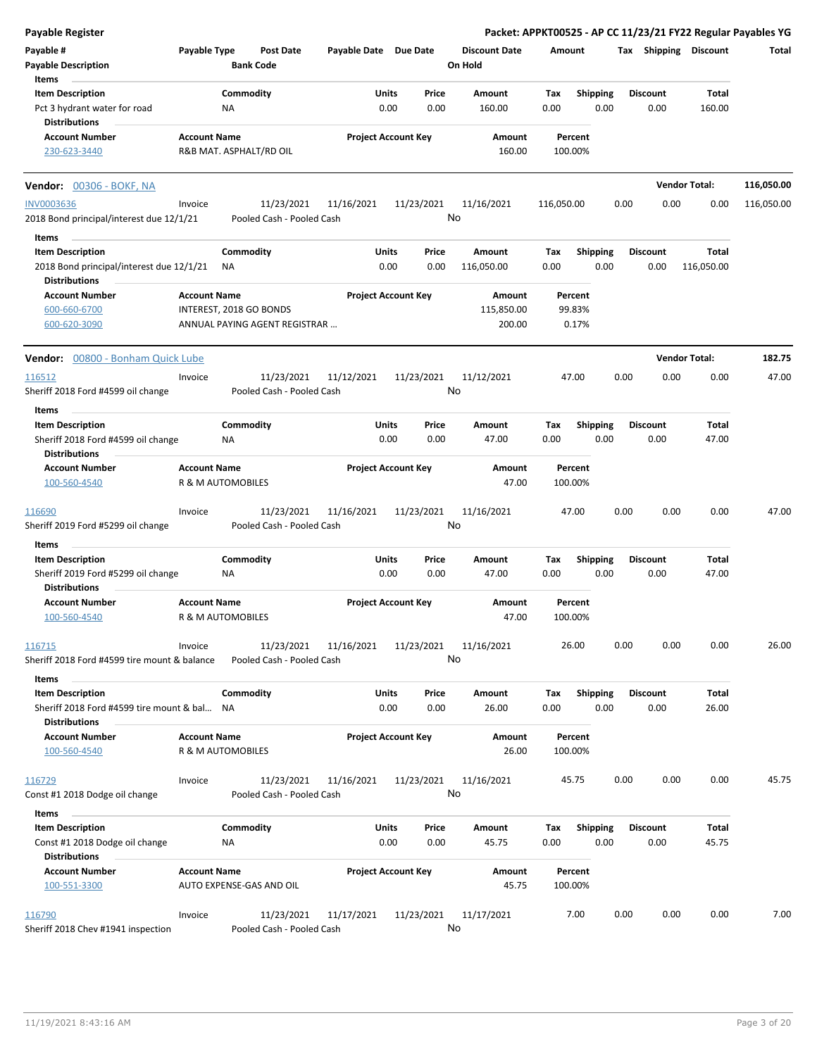**Payable Register** | **Packet: APPKT00525 - AP CC 11/23/21 FY22 Regular Payables YG**

| Payable # | Payable Type | Post Date | Payable Date | Due Date | Discount Date | Amount | Tax | Shipping | Discount | Total |
|---|---|---|---|---|---|---|---|---|---|---|
| Payable Description | | Bank Code | | | On Hold | | | | | |

**Items**

| Item Description | Commodity | Units | Price | Amount | Tax | Shipping | Discount | Total |
|---|---|---|---|---|---|---|---|---|
| Pct 3 hydrant water for road | NA | 0.00 | 0.00 | 160.00 | 0.00 | 0.00 | 0.00 | 160.00 |

**Distributions**

| Account Number | Account Name | Project Account Key | Amount | Percent |
|---|---|---|---|---|
| 230-623-3440 | R&B MAT. ASPHALT/RD OIL | | 160.00 | 100.00% |

## Vendor: 00306 - BOKF, NA — Vendor Total: 116,050.00

| Payable # | Payable Type | Post Date | Payable Date | Due Date | Discount Date | Amount | Tax | Shipping | Discount | Total |
|---|---|---|---|---|---|---|---|---|---|---|
| INV0003636 | Invoice | 11/23/2021 | 11/16/2021 | 11/23/2021 | 11/16/2021 | 116,050.00 | 0.00 | 0.00 | 0.00 | 116,050.00 |
| 2018 Bond principal/interest due 12/1/21 | | Pooled Cash - Pooled Cash | | | No | | | | | |

**Items**

| Item Description | Commodity | Units | Price | Amount | Tax | Shipping | Discount | Total |
|---|---|---|---|---|---|---|---|---|
| 2018 Bond principal/interest due 12/1/21 | NA | 0.00 | 0.00 | 116,050.00 | 0.00 | 0.00 | 0.00 | 116,050.00 |

**Distributions**

| Account Number | Account Name | Project Account Key | Amount | Percent |
|---|---|---|---|---|
| 600-660-6700 | INTEREST, 2018 GO BONDS | | 115,850.00 | 99.83% |
| 600-620-3090 | ANNUAL PAYING AGENT REGISTRAR ... | | 200.00 | 0.17% |

## Vendor: 00800 - Bonham Quick Lube — Vendor Total: 182.75

| Payable # | Payable Type | Post Date | Payable Date | Due Date | Discount Date | Amount | Tax | Shipping | Discount | Total |
|---|---|---|---|---|---|---|---|---|---|---|
| 116512 | Invoice | 11/23/2021 | 11/12/2021 | 11/23/2021 | 11/12/2021 | 47.00 | 0.00 | 0.00 | 0.00 | 47.00 |
| Sheriff 2018 Ford #4599 oil change | | Pooled Cash - Pooled Cash | | | No | | | | | |

**Items**

| Item Description | Commodity | Units | Price | Amount | Tax | Shipping | Discount | Total |
|---|---|---|---|---|---|---|---|---|
| Sheriff 2018 Ford #4599 oil change | NA | 0.00 | 0.00 | 47.00 | 0.00 | 0.00 | 0.00 | 47.00 |

**Distributions**

| Account Number | Account Name | Project Account Key | Amount | Percent |
|---|---|---|---|---|
| 100-560-4540 | R & M AUTOMOBILES | | 47.00 | 100.00% |

| Payable # | Payable Type | Post Date | Payable Date | Due Date | Discount Date | Amount | Tax | Shipping | Discount | Total |
|---|---|---|---|---|---|---|---|---|---|---|
| 116690 | Invoice | 11/23/2021 | 11/16/2021 | 11/23/2021 | 11/16/2021 | 47.00 | 0.00 | 0.00 | 0.00 | 47.00 |
| Sheriff 2019 Ford #5299 oil change | | Pooled Cash - Pooled Cash | | | No | | | | | |

**Items**

| Item Description | Commodity | Units | Price | Amount | Tax | Shipping | Discount | Total |
|---|---|---|---|---|---|---|---|---|
| Sheriff 2019 Ford #5299 oil change | NA | 0.00 | 0.00 | 47.00 | 0.00 | 0.00 | 0.00 | 47.00 |

**Distributions**

| Account Number | Account Name | Project Account Key | Amount | Percent |
|---|---|---|---|---|
| 100-560-4540 | R & M AUTOMOBILES | | 47.00 | 100.00% |

| Payable # | Payable Type | Post Date | Payable Date | Due Date | Discount Date | Amount | Tax | Shipping | Discount | Total |
|---|---|---|---|---|---|---|---|---|---|---|
| 116715 | Invoice | 11/23/2021 | 11/16/2021 | 11/23/2021 | 11/16/2021 | 26.00 | 0.00 | 0.00 | 0.00 | 26.00 |
| Sheriff 2018 Ford #4599 tire mount & balance | | Pooled Cash - Pooled Cash | | | No | | | | | |

**Items**

| Item Description | Commodity | Units | Price | Amount | Tax | Shipping | Discount | Total |
|---|---|---|---|---|---|---|---|---|
| Sheriff 2018 Ford #4599 tire mount & bal... | NA | 0.00 | 0.00 | 26.00 | 0.00 | 0.00 | 0.00 | 26.00 |

**Distributions**

| Account Number | Account Name | Project Account Key | Amount | Percent |
|---|---|---|---|---|
| 100-560-4540 | R & M AUTOMOBILES | | 26.00 | 100.00% |

| Payable # | Payable Type | Post Date | Payable Date | Due Date | Discount Date | Amount | Tax | Shipping | Discount | Total |
|---|---|---|---|---|---|---|---|---|---|---|
| 116729 | Invoice | 11/23/2021 | 11/16/2021 | 11/23/2021 | 11/16/2021 | 45.75 | 0.00 | 0.00 | 0.00 | 45.75 |
| Const #1 2018 Dodge oil change | | Pooled Cash - Pooled Cash | | | No | | | | | |

**Items**

| Item Description | Commodity | Units | Price | Amount | Tax | Shipping | Discount | Total |
|---|---|---|---|---|---|---|---|---|
| Const #1 2018 Dodge oil change | NA | 0.00 | 0.00 | 45.75 | 0.00 | 0.00 | 0.00 | 45.75 |

**Distributions**

| Account Number | Account Name | Project Account Key | Amount | Percent |
|---|---|---|---|---|
| 100-551-3300 | AUTO EXPENSE-GAS AND OIL | | 45.75 | 100.00% |

| Payable # | Payable Type | Post Date | Payable Date | Due Date | Discount Date | Amount | Tax | Shipping | Discount | Total |
|---|---|---|---|---|---|---|---|---|---|---|
| 116790 | Invoice | 11/23/2021 | 11/17/2021 | 11/23/2021 | 11/17/2021 | 7.00 | 0.00 | 0.00 | 0.00 | 7.00 |
| Sheriff 2018 Chev #1941 inspection | | Pooled Cash - Pooled Cash | | | No | | | | | |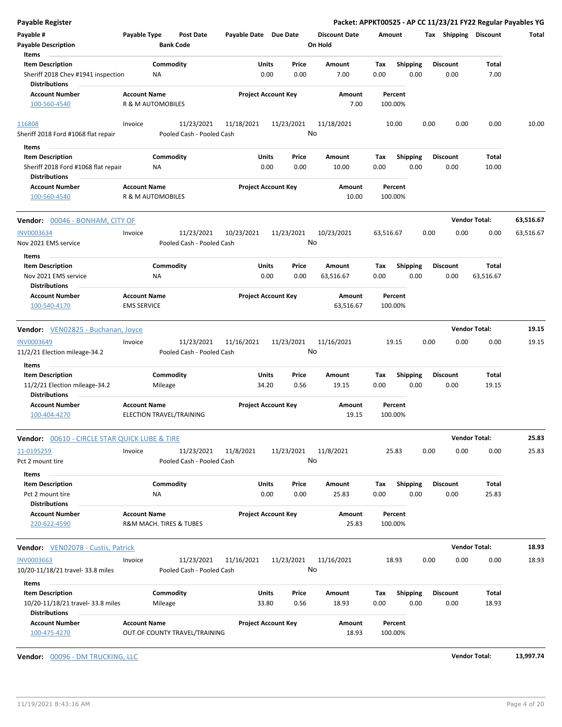**Payable Register** — **Packet: APPKT00525 - AP CC 11/23/21 FY22 Regular Payables YG**

| Payable # | Payable Type | Post Date | Payable Date | Due Date | Discount Date | Amount | Tax | Shipping | Discount | Total |
|---|---|---|---|---|---|---|---|---|---|---|
| Payable Description | | Bank Code | | | On Hold | | | | | |

**Items**

| Item Description | Commodity | Units | Price | Amount | Tax | Shipping | Discount | Total |
|---|---|---|---|---|---|---|---|---|
| Sheriff 2018 Chev #1941 inspection | NA | 0.00 | 0.00 | 7.00 | 0.00 | 0.00 | 0.00 | 7.00 |

**Distributions**

| Account Number | Account Name | Project Account Key | Amount | Percent |
|---|---|---|---|---|
| 100-560-4540 | R & M AUTOMOBILES | | 7.00 | 100.00% |

| Payable # | Payable Type | Post Date | Payable Date | Due Date | Discount Date | Amount | Tax | Shipping | Discount | Total |
|---|---|---|---|---|---|---|---|---|---|---|
| 116808 | Invoice | 11/23/2021 | 11/18/2021 | 11/23/2021 | 11/18/2021 | 10.00 | 0.00 | 0.00 | 0.00 | 10.00 |
| Sheriff 2018 Ford #1068 flat repair | | Pooled Cash - Pooled Cash | | | No | | | | | |

**Items**

| Item Description | Commodity | Units | Price | Amount | Tax | Shipping | Discount | Total |
|---|---|---|---|---|---|---|---|---|
| Sheriff 2018 Ford #1068 flat repair | NA | 0.00 | 0.00 | 10.00 | 0.00 | 0.00 | 0.00 | 10.00 |

**Distributions**

| Account Number | Account Name | Project Account Key | Amount | Percent |
|---|---|---|---|---|
| 100-560-4540 | R & M AUTOMOBILES | | 10.00 | 100.00% |

**Vendor: 00046 - BONHAM, CITY OF** — **Vendor Total: 63,516.67**

| Payable # | Payable Type | Post Date | Payable Date | Due Date | Discount Date | Amount | Tax | Shipping | Discount | Total |
|---|---|---|---|---|---|---|---|---|---|---|
| INV0003634 | Invoice | 11/23/2021 | 10/23/2021 | 11/23/2021 | 10/23/2021 | 63,516.67 | 0.00 | 0.00 | 0.00 | 63,516.67 |
| Nov 2021 EMS service | | Pooled Cash - Pooled Cash | | | No | | | | | |

**Items**

| Item Description | Commodity | Units | Price | Amount | Tax | Shipping | Discount | Total |
|---|---|---|---|---|---|---|---|---|
| Nov 2021 EMS service | NA | 0.00 | 0.00 | 63,516.67 | 0.00 | 0.00 | 0.00 | 63,516.67 |

**Distributions**

| Account Number | Account Name | Project Account Key | Amount | Percent |
|---|---|---|---|---|
| 100-540-4170 | EMS SERVICE | | 63,516.67 | 100.00% |

**Vendor: VEN02825 - Buchanan, Joyce** — **Vendor Total: 19.15**

| Payable # | Payable Type | Post Date | Payable Date | Due Date | Discount Date | Amount | Tax | Shipping | Discount | Total |
|---|---|---|---|---|---|---|---|---|---|---|
| INV0003649 | Invoice | 11/23/2021 | 11/16/2021 | 11/23/2021 | 11/16/2021 | 19.15 | 0.00 | 0.00 | 0.00 | 19.15 |
| 11/2/21 Election mileage-34.2 | | Pooled Cash - Pooled Cash | | | No | | | | | |

**Items**

| Item Description | Commodity | Units | Price | Amount | Tax | Shipping | Discount | Total |
|---|---|---|---|---|---|---|---|---|
| 11/2/21 Election mileage-34.2 | Mileage | 34.20 | 0.56 | 19.15 | 0.00 | 0.00 | 0.00 | 19.15 |

**Distributions**

| Account Number | Account Name | Project Account Key | Amount | Percent |
|---|---|---|---|---|
| 100-404-4270 | ELECTION TRAVEL/TRAINING | | 19.15 | 100.00% |

**Vendor: 00610 - CIRCLE STAR QUICK LUBE & TIRE** — **Vendor Total: 25.83**

| Payable # | Payable Type | Post Date | Payable Date | Due Date | Discount Date | Amount | Tax | Shipping | Discount | Total |
|---|---|---|---|---|---|---|---|---|---|---|
| 11-0195259 | Invoice | 11/23/2021 | 11/8/2021 | 11/23/2021 | 11/8/2021 | 25.83 | 0.00 | 0.00 | 0.00 | 25.83 |
| Pct 2 mount tire | | Pooled Cash - Pooled Cash | | | No | | | | | |

**Items**

| Item Description | Commodity | Units | Price | Amount | Tax | Shipping | Discount | Total |
|---|---|---|---|---|---|---|---|---|
| Pct 2 mount tire | NA | 0.00 | 0.00 | 25.83 | 0.00 | 0.00 | 0.00 | 25.83 |

**Distributions**

| Account Number | Account Name | Project Account Key | Amount | Percent |
|---|---|---|---|---|
| 220-622-4590 | R&M MACH. TIRES & TUBES | | 25.83 | 100.00% |

**Vendor: VEN02078 - Custis, Patrick** — **Vendor Total: 18.93**

| Payable # | Payable Type | Post Date | Payable Date | Due Date | Discount Date | Amount | Tax | Shipping | Discount | Total |
|---|---|---|---|---|---|---|---|---|---|---|
| INV0003663 | Invoice | 11/23/2021 | 11/16/2021 | 11/23/2021 | 11/16/2021 | 18.93 | 0.00 | 0.00 | 0.00 | 18.93 |
| 10/20-11/18/21 travel- 33.8 miles | | Pooled Cash - Pooled Cash | | | No | | | | | |

**Items**

| Item Description | Commodity | Units | Price | Amount | Tax | Shipping | Discount | Total |
|---|---|---|---|---|---|---|---|---|
| 10/20-11/18/21 travel- 33.8 miles | Mileage | 33.80 | 0.56 | 18.93 | 0.00 | 0.00 | 0.00 | 18.93 |

**Distributions**

| Account Number | Account Name | Project Account Key | Amount | Percent |
|---|---|---|---|---|
| 100-475-4270 | OUT OF COUNTY TRAVEL/TRAINING | | 18.93 | 100.00% |

**Vendor: 00096 - DM TRUCKING, LLC** — **Vendor Total: 13,997.74**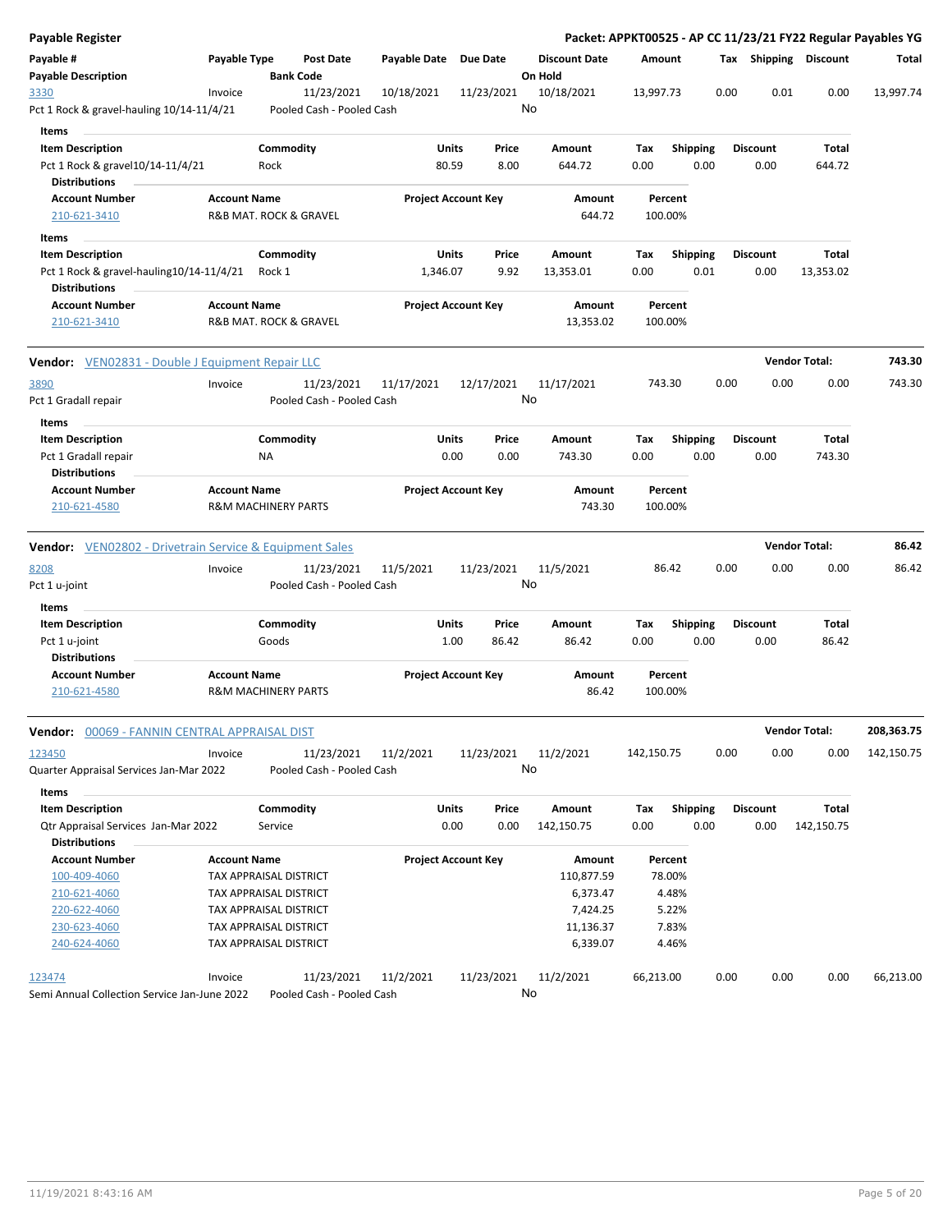# Payable Register

**Packet: APPKT00525 - AP CC 11/23/21 FY22 Regular Payables YG**

| Payable # / Payable Description | Payable Type | Post Date / Bank Code | Payable Date | Due Date | Discount Date / On Hold | Amount | Tax | Shipping | Discount | Total |
|---|---|---|---|---|---|---|---|---|---|---|
| 3330 / Pct 1 Rock & gravel-hauling 10/14-11/4/21 | Invoice | 11/23/2021 / Pooled Cash - Pooled Cash | 10/18/2021 | 11/23/2021 | 10/18/2021 / No | 13,997.73 | 0.00 | 0.01 | 0.00 | 13,997.74 |

**Items**

| Item Description | Commodity | Units | Price | Amount | Tax | Shipping | Discount | Total |
|---|---|---|---|---|---|---|---|---|
| Pct 1 Rock & gravel10/14-11/4/21 | Rock | 80.59 | 8.00 | 644.72 | 0.00 | 0.00 | 0.00 | 644.72 |

**Distributions**

| Account Number | Account Name | Project Account Key | Amount | Percent |
|---|---|---|---|---|
| 210-621-3410 | R&B MAT. ROCK & GRAVEL | | 644.72 | 100.00% |

**Items**

| Item Description | Commodity | Units | Price | Amount | Tax | Shipping | Discount | Total |
|---|---|---|---|---|---|---|---|---|
| Pct 1 Rock & gravel-hauling10/14-11/4/21 | Rock 1 | 1,346.07 | 9.92 | 13,353.01 | 0.00 | 0.01 | 0.00 | 13,353.02 |

**Distributions**

| Account Number | Account Name | Project Account Key | Amount | Percent |
|---|---|---|---|---|
| 210-621-3410 | R&B MAT. ROCK & GRAVEL | | 13,353.02 | 100.00% |

**Vendor:** VEN02831 - Double J Equipment Repair LLC — **Vendor Total: 743.30**

| Payable # / Payable Description | Payable Type | Post Date / Bank Code | Payable Date | Due Date | Discount Date / On Hold | Amount | Tax | Shipping | Discount | Total |
|---|---|---|---|---|---|---|---|---|---|---|
| 3890 / Pct 1 Gradall repair | Invoice | 11/23/2021 / Pooled Cash - Pooled Cash | 11/17/2021 | 12/17/2021 | 11/17/2021 / No | 743.30 | 0.00 | 0.00 | 0.00 | 743.30 |

**Items**

| Item Description | Commodity | Units | Price | Amount | Tax | Shipping | Discount | Total |
|---|---|---|---|---|---|---|---|---|
| Pct 1 Gradall repair | NA | 0.00 | 0.00 | 743.30 | 0.00 | 0.00 | 0.00 | 743.30 |

**Distributions**

| Account Number | Account Name | Project Account Key | Amount | Percent |
|---|---|---|---|---|
| 210-621-4580 | R&M MACHINERY PARTS | | 743.30 | 100.00% |

**Vendor:** VEN02802 - Drivetrain Service & Equipment Sales — **Vendor Total: 86.42**

| Payable # / Payable Description | Payable Type | Post Date / Bank Code | Payable Date | Due Date | Discount Date / On Hold | Amount | Tax | Shipping | Discount | Total |
|---|---|---|---|---|---|---|---|---|---|---|
| 8208 / Pct 1 u-joint | Invoice | 11/23/2021 / Pooled Cash - Pooled Cash | 11/5/2021 | 11/23/2021 | 11/5/2021 / No | 86.42 | 0.00 | 0.00 | 0.00 | 86.42 |

**Items**

| Item Description | Commodity | Units | Price | Amount | Tax | Shipping | Discount | Total |
|---|---|---|---|---|---|---|---|---|
| Pct 1 u-joint | Goods | 1.00 | 86.42 | 86.42 | 0.00 | 0.00 | 0.00 | 86.42 |

**Distributions**

| Account Number | Account Name | Project Account Key | Amount | Percent |
|---|---|---|---|---|
| 210-621-4580 | R&M MACHINERY PARTS | | 86.42 | 100.00% |

**Vendor:** 00069 - FANNIN CENTRAL APPRAISAL DIST — **Vendor Total: 208,363.75**

| Payable # / Payable Description | Payable Type | Post Date / Bank Code | Payable Date | Due Date | Discount Date / On Hold | Amount | Tax | Shipping | Discount | Total |
|---|---|---|---|---|---|---|---|---|---|---|
| 123450 / Quarter Appraisal Services Jan-Mar 2022 | Invoice | 11/23/2021 / Pooled Cash - Pooled Cash | 11/2/2021 | 11/23/2021 | 11/2/2021 / No | 142,150.75 | 0.00 | 0.00 | 0.00 | 142,150.75 |

**Items**

| Item Description | Commodity | Units | Price | Amount | Tax | Shipping | Discount | Total |
|---|---|---|---|---|---|---|---|---|
| Qtr Appraisal Services Jan-Mar 2022 | Service | 0.00 | 0.00 | 142,150.75 | 0.00 | 0.00 | 0.00 | 142,150.75 |

**Distributions**

| Account Number | Account Name | Project Account Key | Amount | Percent |
|---|---|---|---|---|
| 100-409-4060 | TAX APPRAISAL DISTRICT | | 110,877.59 | 78.00% |
| 210-621-4060 | TAX APPRAISAL DISTRICT | | 6,373.47 | 4.48% |
| 220-622-4060 | TAX APPRAISAL DISTRICT | | 7,424.25 | 5.22% |
| 230-623-4060 | TAX APPRAISAL DISTRICT | | 11,136.37 | 7.83% |
| 240-624-4060 | TAX APPRAISAL DISTRICT | | 6,339.07 | 4.46% |

| Payable # / Payable Description | Payable Type | Post Date / Bank Code | Payable Date | Due Date | Discount Date / On Hold | Amount | Tax | Shipping | Discount | Total |
|---|---|---|---|---|---|---|---|---|---|---|
| 123474 / Semi Annual Collection Service Jan-June 2022 | Invoice | 11/23/2021 / Pooled Cash - Pooled Cash | 11/2/2021 | 11/23/2021 | 11/2/2021 / No | 66,213.00 | 0.00 | 0.00 | 0.00 | 66,213.00 |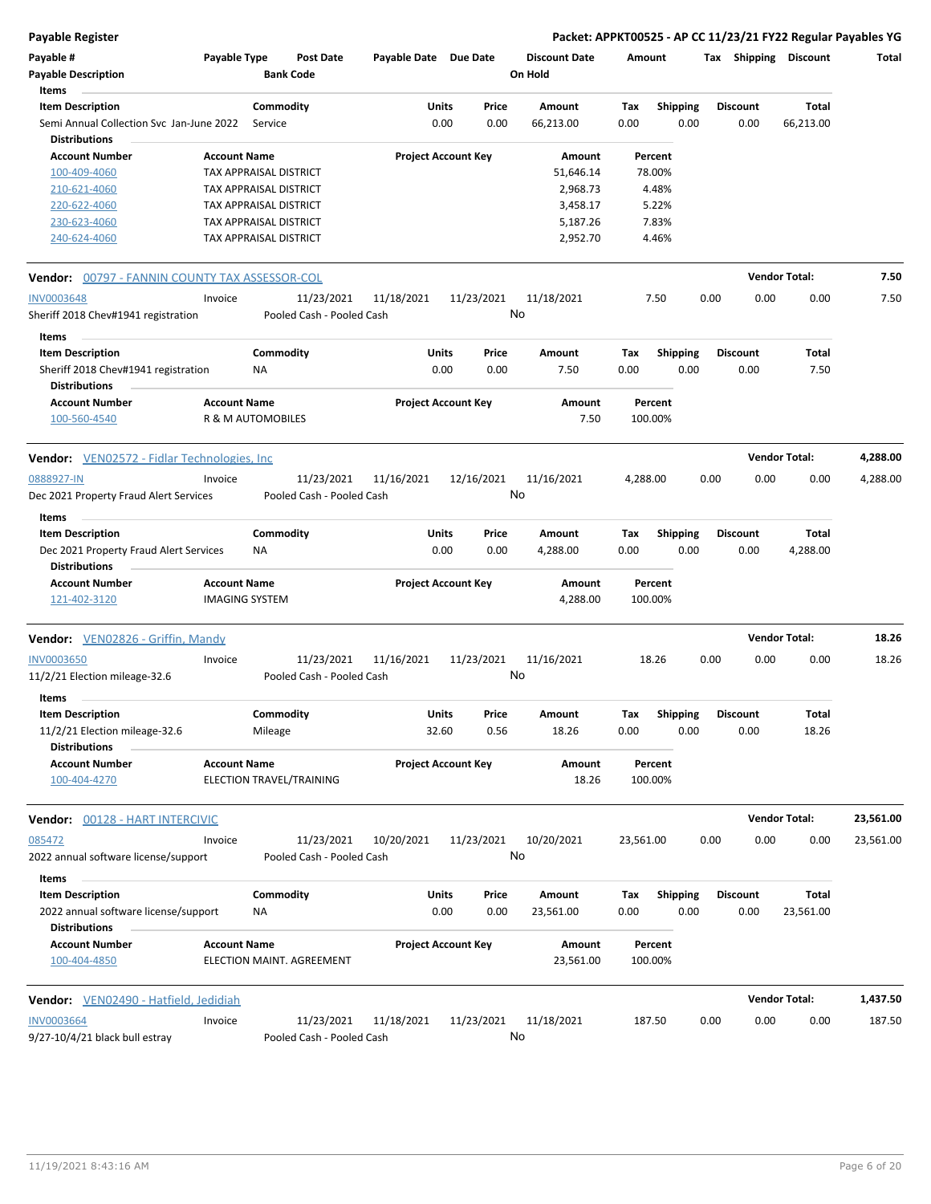| Item Description | Commodity | Units | Price | Amount | Tax | Shipping | Discount | Total |
|---|---|---|---|---|---|---|---|---|
| Semi Annual Collection Svc Jan-June 2022 | Service | 0.00 | 0.00 | 66,213.00 | 0.00 | 0.00 | 0.00 | 66,213.00 |

**Distributions**

| Account Number | Account Name | Project Account Key | Amount | Percent |
|---|---|---|---|---|
| 100-409-4060 | TAX APPRAISAL DISTRICT | | 51,646.14 | 78.00% |
| 210-621-4060 | TAX APPRAISAL DISTRICT | | 2,968.73 | 4.48% |
| 220-622-4060 | TAX APPRAISAL DISTRICT | | 3,458.17 | 5.22% |
| 230-623-4060 | TAX APPRAISAL DISTRICT | | 5,187.26 | 7.83% |
| 240-624-4060 | TAX APPRAISAL DISTRICT | | 2,952.70 | 4.46% |

**Vendor: 00797 - FANNIN COUNTY TAX ASSESSOR-COL** — Vendor Total: 7.50

| Payable # | Payable Type | Post Date | Payable Date | Due Date | Discount Date | Amount | Tax | Shipping | Discount | Total |
|---|---|---|---|---|---|---|---|---|---|---|
| INV0003648 | Invoice | 11/23/2021 | 11/18/2021 | 11/23/2021 | 11/18/2021 | 7.50 | 0.00 | 0.00 | 0.00 | 7.50 |

Sheriff 2018 Chev#1941 registration — Bank Code: Pooled Cash - Pooled Cash — On Hold: No

**Items**

| Item Description | Commodity | Units | Price | Amount | Tax | Shipping | Discount | Total |
|---|---|---|---|---|---|---|---|---|
| Sheriff 2018 Chev#1941 registration | NA | 0.00 | 0.00 | 7.50 | 0.00 | 0.00 | 0.00 | 7.50 |

**Distributions**

| Account Number | Account Name | Project Account Key | Amount | Percent |
|---|---|---|---|---|
| 100-560-4540 | R & M AUTOMOBILES | | 7.50 | 100.00% |

**Vendor: VEN02572 - Fidlar Technologies, Inc** — Vendor Total: 4,288.00

| Payable # | Payable Type | Post Date | Payable Date | Due Date | Discount Date | Amount | Tax | Shipping | Discount | Total |
|---|---|---|---|---|---|---|---|---|---|---|
| 0888927-IN | Invoice | 11/23/2021 | 11/16/2021 | 12/16/2021 | 11/16/2021 | 4,288.00 | 0.00 | 0.00 | 0.00 | 4,288.00 |

Dec 2021 Property Fraud Alert Services — Bank Code: Pooled Cash - Pooled Cash — On Hold: No

**Items**

| Item Description | Commodity | Units | Price | Amount | Tax | Shipping | Discount | Total |
|---|---|---|---|---|---|---|---|---|
| Dec 2021 Property Fraud Alert Services | NA | 0.00 | 0.00 | 4,288.00 | 0.00 | 0.00 | 0.00 | 4,288.00 |

**Distributions**

| Account Number | Account Name | Project Account Key | Amount | Percent |
|---|---|---|---|---|
| 121-402-3120 | IMAGING SYSTEM | | 4,288.00 | 100.00% |

**Vendor: VEN02826 - Griffin, Mandy** — Vendor Total: 18.26

| Payable # | Payable Type | Post Date | Payable Date | Due Date | Discount Date | Amount | Tax | Shipping | Discount | Total |
|---|---|---|---|---|---|---|---|---|---|---|
| INV0003650 | Invoice | 11/23/2021 | 11/16/2021 | 11/23/2021 | 11/16/2021 | 18.26 | 0.00 | 0.00 | 0.00 | 18.26 |

11/2/21 Election mileage-32.6 — Bank Code: Pooled Cash - Pooled Cash — On Hold: No

**Items**

| Item Description | Commodity | Units | Price | Amount | Tax | Shipping | Discount | Total |
|---|---|---|---|---|---|---|---|---|
| 11/2/21 Election mileage-32.6 | Mileage | 32.60 | 0.56 | 18.26 | 0.00 | 0.00 | 0.00 | 18.26 |

**Distributions**

| Account Number | Account Name | Project Account Key | Amount | Percent |
|---|---|---|---|---|
| 100-404-4270 | ELECTION TRAVEL/TRAINING | | 18.26 | 100.00% |

**Vendor: 00128 - HART INTERCIVIC** — Vendor Total: 23,561.00

| Payable # | Payable Type | Post Date | Payable Date | Due Date | Discount Date | Amount | Tax | Shipping | Discount | Total |
|---|---|---|---|---|---|---|---|---|---|---|
| 085472 | Invoice | 11/23/2021 | 10/20/2021 | 11/23/2021 | 10/20/2021 | 23,561.00 | 0.00 | 0.00 | 0.00 | 23,561.00 |

2022 annual software license/support — Bank Code: Pooled Cash - Pooled Cash — On Hold: No

**Items**

| Item Description | Commodity | Units | Price | Amount | Tax | Shipping | Discount | Total |
|---|---|---|---|---|---|---|---|---|
| 2022 annual software license/support | NA | 0.00 | 0.00 | 23,561.00 | 0.00 | 0.00 | 0.00 | 23,561.00 |

**Distributions**

| Account Number | Account Name | Project Account Key | Amount | Percent |
|---|---|---|---|---|
| 100-404-4850 | ELECTION MAINT. AGREEMENT | | 23,561.00 | 100.00% |

**Vendor: VEN02490 - Hatfield, Jedidiah** — Vendor Total: 1,437.50

| Payable # | Payable Type | Post Date | Payable Date | Due Date | Discount Date | Amount | Tax | Shipping | Discount | Total |
|---|---|---|---|---|---|---|---|---|---|---|
| INV0003664 | Invoice | 11/23/2021 | 11/18/2021 | 11/23/2021 | 11/18/2021 | 187.50 | 0.00 | 0.00 | 0.00 | 187.50 |

9/27-10/4/21 black bull estray — Bank Code: Pooled Cash - Pooled Cash — On Hold: No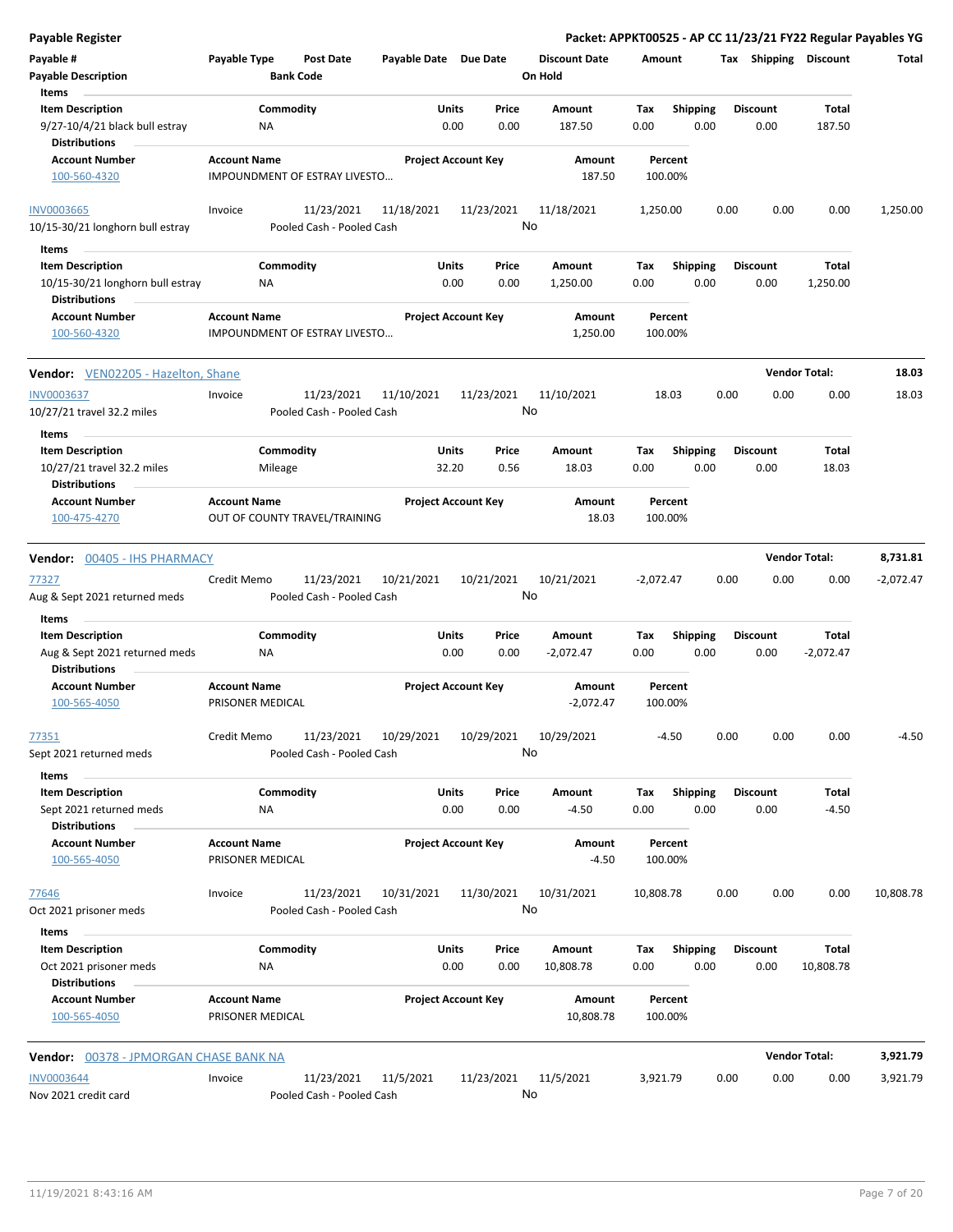**Packet: APPKT00525 - AP CC 11/23/21 FY22 Regular Payables YG**

| Payable # | Payable Type | Post Date | Payable Date | Due Date | Discount Date | Amount | Tax | Shipping | Discount | Total |
|---|---|---|---|---|---|---|---|---|---|---|
| Payable Description | | Bank Code | | | On Hold | | | | | |

**Items**

| Item Description | Commodity | Units | Price | Amount | Tax | Shipping | Discount | Total |
|---|---|---|---|---|---|---|---|---|
| 9/27-10/4/21 black bull estray | NA | 0.00 | 0.00 | 187.50 | 0.00 | 0.00 | 0.00 | 187.50 |

**Distributions**

| Account Number | Account Name | Project Account Key | Amount | Percent |
|---|---|---|---|---|
| 100-560-4320 | IMPOUNDMENT OF ESTRAY LIVESTO… | | 187.50 | 100.00% |

| Payable # | Payable Type | Post Date | Payable Date | Due Date | Discount Date | Amount | Tax | Shipping | Discount | Total |
|---|---|---|---|---|---|---|---|---|---|---|
| INV0003665 | Invoice | 11/23/2021 | 11/18/2021 | 11/23/2021 | 11/18/2021 | 1,250.00 | 0.00 | 0.00 | 0.00 | 1,250.00 |
| 10/15-30/21 longhorn bull estray | | Pooled Cash - Pooled Cash | | | No | | | | | |

**Items**

| Item Description | Commodity | Units | Price | Amount | Tax | Shipping | Discount | Total |
|---|---|---|---|---|---|---|---|---|
| 10/15-30/21 longhorn bull estray | NA | 0.00 | 0.00 | 1,250.00 | 0.00 | 0.00 | 0.00 | 1,250.00 |

**Distributions**

| Account Number | Account Name | Project Account Key | Amount | Percent |
|---|---|---|---|---|
| 100-560-4320 | IMPOUNDMENT OF ESTRAY LIVESTO… | | 1,250.00 | 100.00% |

**Vendor:** VEN02205 - Hazelton, Shane — **Vendor Total: 18.03**

| Payable # | Payable Type | Post Date | Payable Date | Due Date | Discount Date | Amount | Tax | Shipping | Discount | Total |
|---|---|---|---|---|---|---|---|---|---|---|
| INV0003637 | Invoice | 11/23/2021 | 11/10/2021 | 11/23/2021 | 11/10/2021 | 18.03 | 0.00 | 0.00 | 0.00 | 18.03 |
| 10/27/21 travel 32.2 miles | | Pooled Cash - Pooled Cash | | | No | | | | | |

**Items**

| Item Description | Commodity | Units | Price | Amount | Tax | Shipping | Discount | Total |
|---|---|---|---|---|---|---|---|---|
| 10/27/21 travel 32.2 miles | Mileage | 32.20 | 0.56 | 18.03 | 0.00 | 0.00 | 0.00 | 18.03 |

**Distributions**

| Account Number | Account Name | Project Account Key | Amount | Percent |
|---|---|---|---|---|
| 100-475-4270 | OUT OF COUNTY TRAVEL/TRAINING | | 18.03 | 100.00% |

**Vendor:** 00405 - IHS PHARMACY — **Vendor Total: 8,731.81**

| Payable # | Payable Type | Post Date | Payable Date | Due Date | Discount Date | Amount | Tax | Shipping | Discount | Total |
|---|---|---|---|---|---|---|---|---|---|---|
| 77327 | Credit Memo | 11/23/2021 | 10/21/2021 | 10/21/2021 | 10/21/2021 | -2,072.47 | 0.00 | 0.00 | 0.00 | -2,072.47 |
| Aug & Sept 2021 returned meds | | Pooled Cash - Pooled Cash | | | No | | | | | |

**Items**

| Item Description | Commodity | Units | Price | Amount | Tax | Shipping | Discount | Total |
|---|---|---|---|---|---|---|---|---|
| Aug & Sept 2021 returned meds | NA | 0.00 | 0.00 | -2,072.47 | 0.00 | 0.00 | 0.00 | -2,072.47 |

**Distributions**

| Account Number | Account Name | Project Account Key | Amount | Percent |
|---|---|---|---|---|
| 100-565-4050 | PRISONER MEDICAL | | -2,072.47 | 100.00% |

| Payable # | Payable Type | Post Date | Payable Date | Due Date | Discount Date | Amount | Tax | Shipping | Discount | Total |
|---|---|---|---|---|---|---|---|---|---|---|
| 77351 | Credit Memo | 11/23/2021 | 10/29/2021 | 10/29/2021 | 10/29/2021 | -4.50 | 0.00 | 0.00 | 0.00 | -4.50 |
| Sept 2021 returned meds | | Pooled Cash - Pooled Cash | | | No | | | | | |

**Items**

| Item Description | Commodity | Units | Price | Amount | Tax | Shipping | Discount | Total |
|---|---|---|---|---|---|---|---|---|
| Sept 2021 returned meds | NA | 0.00 | 0.00 | -4.50 | 0.00 | 0.00 | 0.00 | -4.50 |

**Distributions**

| Account Number | Account Name | Project Account Key | Amount | Percent |
|---|---|---|---|---|
| 100-565-4050 | PRISONER MEDICAL | | -4.50 | 100.00% |

| Payable # | Payable Type | Post Date | Payable Date | Due Date | Discount Date | Amount | Tax | Shipping | Discount | Total |
|---|---|---|---|---|---|---|---|---|---|---|
| 77646 | Invoice | 11/23/2021 | 10/31/2021 | 11/30/2021 | 10/31/2021 | 10,808.78 | 0.00 | 0.00 | 0.00 | 10,808.78 |
| Oct 2021 prisoner meds | | Pooled Cash - Pooled Cash | | | No | | | | | |

**Items**

| Item Description | Commodity | Units | Price | Amount | Tax | Shipping | Discount | Total |
|---|---|---|---|---|---|---|---|---|
| Oct 2021 prisoner meds | NA | 0.00 | 0.00 | 10,808.78 | 0.00 | 0.00 | 0.00 | 10,808.78 |

**Distributions**

| Account Number | Account Name | Project Account Key | Amount | Percent |
|---|---|---|---|---|
| 100-565-4050 | PRISONER MEDICAL | | 10,808.78 | 100.00% |

**Vendor:** 00378 - JPMORGAN CHASE BANK NA — **Vendor Total: 3,921.79**

| Payable # | Payable Type | Post Date | Payable Date | Due Date | Discount Date | Amount | Tax | Shipping | Discount | Total |
|---|---|---|---|---|---|---|---|---|---|---|
| INV0003644 | Invoice | 11/23/2021 | 11/5/2021 | 11/23/2021 | 11/5/2021 | 3,921.79 | 0.00 | 0.00 | 0.00 | 3,921.79 |
| Nov 2021 credit card | | Pooled Cash - Pooled Cash | | | No | | | | | |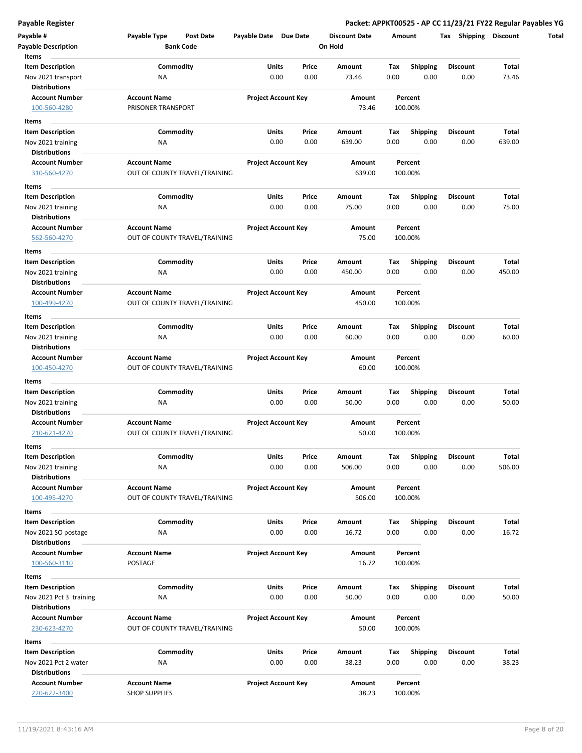**Payable Register**

**Packet: APPKT00525 - AP CC 11/23/21 FY22 Regular Payables YG**

| Payable # | Payable Type | Post Date | Payable Date | Due Date | Discount Date | Amount | Tax | Shipping | Discount | Total |
|---|---|---|---|---|---|---|---|---|---|---|
| Payable Description | | Bank Code | | | On Hold | | | | | |

**Items**

| Item Description | Commodity | Units | Price | Amount | Tax | Shipping | Discount | Total |
|---|---|---|---|---|---|---|---|---|
| Nov 2021 transport | NA | 0.00 | 0.00 | 73.46 | 0.00 | 0.00 | 0.00 | 73.46 |

**Distributions**

| Account Number | Account Name | Project Account Key | Amount | Percent |
|---|---|---|---|---|
| 100-560-4280 | PRISONER TRANSPORT | | 73.46 | 100.00% |

**Items**

| Item Description | Commodity | Units | Price | Amount | Tax | Shipping | Discount | Total |
|---|---|---|---|---|---|---|---|---|
| Nov 2021 training | NA | 0.00 | 0.00 | 639.00 | 0.00 | 0.00 | 0.00 | 639.00 |

**Distributions**

| Account Number | Account Name | Project Account Key | Amount | Percent |
|---|---|---|---|---|
| 310-560-4270 | OUT OF COUNTY TRAVEL/TRAINING | | 639.00 | 100.00% |

**Items**

| Item Description | Commodity | Units | Price | Amount | Tax | Shipping | Discount | Total |
|---|---|---|---|---|---|---|---|---|
| Nov 2021 training | NA | 0.00 | 0.00 | 75.00 | 0.00 | 0.00 | 0.00 | 75.00 |

**Distributions**

| Account Number | Account Name | Project Account Key | Amount | Percent |
|---|---|---|---|---|
| 562-560-4270 | OUT OF COUNTY TRAVEL/TRAINING | | 75.00 | 100.00% |

**Items**

| Item Description | Commodity | Units | Price | Amount | Tax | Shipping | Discount | Total |
|---|---|---|---|---|---|---|---|---|
| Nov 2021 training | NA | 0.00 | 0.00 | 450.00 | 0.00 | 0.00 | 0.00 | 450.00 |

**Distributions**

| Account Number | Account Name | Project Account Key | Amount | Percent |
|---|---|---|---|---|
| 100-499-4270 | OUT OF COUNTY TRAVEL/TRAINING | | 450.00 | 100.00% |

**Items**

| Item Description | Commodity | Units | Price | Amount | Tax | Shipping | Discount | Total |
|---|---|---|---|---|---|---|---|---|
| Nov 2021 training | NA | 0.00 | 0.00 | 60.00 | 0.00 | 0.00 | 0.00 | 60.00 |

**Distributions**

| Account Number | Account Name | Project Account Key | Amount | Percent |
|---|---|---|---|---|
| 100-450-4270 | OUT OF COUNTY TRAVEL/TRAINING | | 60.00 | 100.00% |

**Items**

| Item Description | Commodity | Units | Price | Amount | Tax | Shipping | Discount | Total |
|---|---|---|---|---|---|---|---|---|
| Nov 2021 training | NA | 0.00 | 0.00 | 50.00 | 0.00 | 0.00 | 0.00 | 50.00 |

**Distributions**

| Account Number | Account Name | Project Account Key | Amount | Percent |
|---|---|---|---|---|
| 210-621-4270 | OUT OF COUNTY TRAVEL/TRAINING | | 50.00 | 100.00% |

**Items**

| Item Description | Commodity | Units | Price | Amount | Tax | Shipping | Discount | Total |
|---|---|---|---|---|---|---|---|---|
| Nov 2021 training | NA | 0.00 | 0.00 | 506.00 | 0.00 | 0.00 | 0.00 | 506.00 |

**Distributions**

| Account Number | Account Name | Project Account Key | Amount | Percent |
|---|---|---|---|---|
| 100-495-4270 | OUT OF COUNTY TRAVEL/TRAINING | | 506.00 | 100.00% |

**Items**

| Item Description | Commodity | Units | Price | Amount | Tax | Shipping | Discount | Total |
|---|---|---|---|---|---|---|---|---|
| Nov 2021 SO postage | NA | 0.00 | 0.00 | 16.72 | 0.00 | 0.00 | 0.00 | 16.72 |

**Distributions**

| Account Number | Account Name | Project Account Key | Amount | Percent |
|---|---|---|---|---|
| 100-560-3110 | POSTAGE | | 16.72 | 100.00% |

**Items**

| Item Description | Commodity | Units | Price | Amount | Tax | Shipping | Discount | Total |
|---|---|---|---|---|---|---|---|---|
| Nov 2021 Pct 3 training | NA | 0.00 | 0.00 | 50.00 | 0.00 | 0.00 | 0.00 | 50.00 |

**Distributions**

| Account Number | Account Name | Project Account Key | Amount | Percent |
|---|---|---|---|---|
| 230-623-4270 | OUT OF COUNTY TRAVEL/TRAINING | | 50.00 | 100.00% |

**Items**

| Item Description | Commodity | Units | Price | Amount | Tax | Shipping | Discount | Total |
|---|---|---|---|---|---|---|---|---|
| Nov 2021 Pct 2 water | NA | 0.00 | 0.00 | 38.23 | 0.00 | 0.00 | 0.00 | 38.23 |

**Distributions**

| Account Number | Account Name | Project Account Key | Amount | Percent |
|---|---|---|---|---|
| 220-622-3400 | SHOP SUPPLIES | | 38.23 | 100.00% |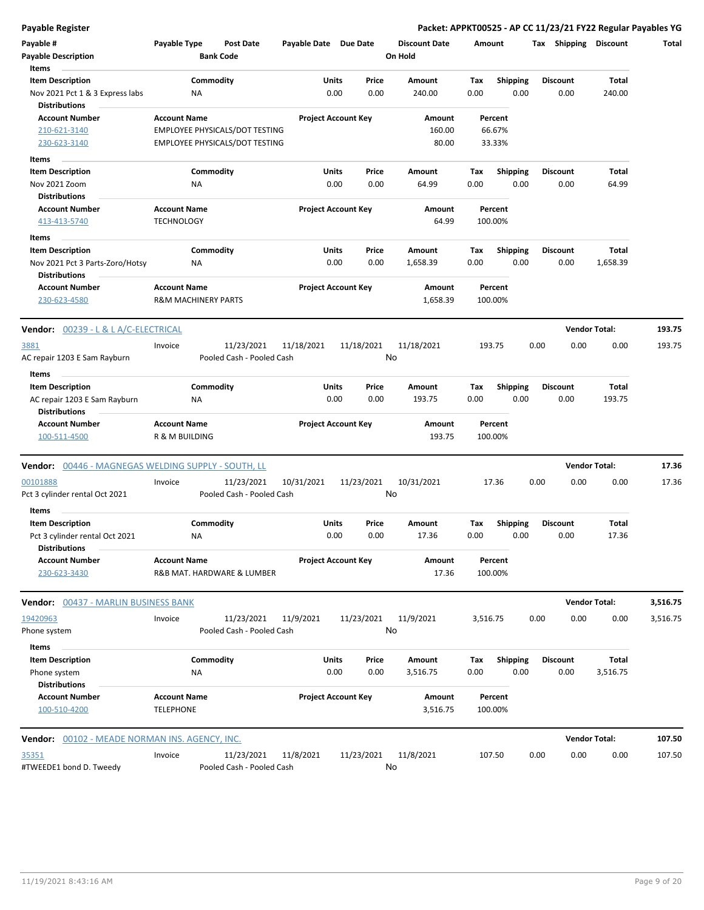**Payable Register** — Packet: APPKT00525 - AP CC 11/23/21 FY22 Regular Payables YG

| Payable # | Payable Type | Post Date | Payable Date | Due Date | Discount Date | Amount | Tax | Shipping | Discount | Total |
|---|---|---|---|---|---|---|---|---|---|---|
| Payable Description | | Bank Code | | | On Hold | | | | | |

**Items**

| Item Description | Commodity | Units | Price | Amount | Tax | Shipping | Discount | Total |
|---|---|---|---|---|---|---|---|---|
| Nov 2021 Pct 1 & 3 Express labs | NA | 0.00 | 0.00 | 240.00 | 0.00 | 0.00 | 0.00 | 240.00 |

**Distributions**

| Account Number | Account Name | Project Account Key | Amount | Percent |
|---|---|---|---|---|
| 210-621-3140 | EMPLOYEE PHYSICALS/DOT TESTING | | 160.00 | 66.67% |
| 230-623-3140 | EMPLOYEE PHYSICALS/DOT TESTING | | 80.00 | 33.33% |

**Items**

| Item Description | Commodity | Units | Price | Amount | Tax | Shipping | Discount | Total |
|---|---|---|---|---|---|---|---|---|
| Nov 2021 Zoom | NA | 0.00 | 0.00 | 64.99 | 0.00 | 0.00 | 0.00 | 64.99 |

**Distributions**

| Account Number | Account Name | Project Account Key | Amount | Percent |
|---|---|---|---|---|
| 413-413-5740 | TECHNOLOGY | | 64.99 | 100.00% |

**Items**

| Item Description | Commodity | Units | Price | Amount | Tax | Shipping | Discount | Total |
|---|---|---|---|---|---|---|---|---|
| Nov 2021 Pct 3 Parts-Zoro/Hotsy | NA | 0.00 | 0.00 | 1,658.39 | 0.00 | 0.00 | 0.00 | 1,658.39 |

**Distributions**

| Account Number | Account Name | Project Account Key | Amount | Percent |
|---|---|---|---|---|
| 230-623-4580 | R&M MACHINERY PARTS | | 1,658.39 | 100.00% |

---

**Vendor: 00239 - L & L A/C-ELECTRICAL** — Vendor Total: 193.75

| Payable # | Payable Type | Post Date | Payable Date | Due Date | Discount Date | Amount | Tax | Shipping | Discount | Total |
|---|---|---|---|---|---|---|---|---|---|---|
| 3881 | Invoice | 11/23/2021 | 11/18/2021 | 11/18/2021 | 11/18/2021 | 193.75 | 0.00 | 0.00 | 0.00 | 193.75 |
| AC repair 1203 E Sam Rayburn | | Pooled Cash - Pooled Cash | | | No | | | | | |

**Items**

| Item Description | Commodity | Units | Price | Amount | Tax | Shipping | Discount | Total |
|---|---|---|---|---|---|---|---|---|
| AC repair 1203 E Sam Rayburn | NA | 0.00 | 0.00 | 193.75 | 0.00 | 0.00 | 0.00 | 193.75 |

**Distributions**

| Account Number | Account Name | Project Account Key | Amount | Percent |
|---|---|---|---|---|
| 100-511-4500 | R & M BUILDING | | 193.75 | 100.00% |

---

**Vendor: 00446 - MAGNEGAS WELDING SUPPLY - SOUTH, LL** — Vendor Total: 17.36

| Payable # | Payable Type | Post Date | Payable Date | Due Date | Discount Date | Amount | Tax | Shipping | Discount | Total |
|---|---|---|---|---|---|---|---|---|---|---|
| 00101888 | Invoice | 11/23/2021 | 10/31/2021 | 11/23/2021 | 10/31/2021 | 17.36 | 0.00 | 0.00 | 0.00 | 17.36 |
| Pct 3 cylinder rental Oct 2021 | | Pooled Cash - Pooled Cash | | | No | | | | | |

**Items**

| Item Description | Commodity | Units | Price | Amount | Tax | Shipping | Discount | Total |
|---|---|---|---|---|---|---|---|---|
| Pct 3 cylinder rental Oct 2021 | NA | 0.00 | 0.00 | 17.36 | 0.00 | 0.00 | 0.00 | 17.36 |

**Distributions**

| Account Number | Account Name | Project Account Key | Amount | Percent |
|---|---|---|---|---|
| 230-623-3430 | R&B MAT. HARDWARE & LUMBER | | 17.36 | 100.00% |

---

**Vendor: 00437 - MARLIN BUSINESS BANK** — Vendor Total: 3,516.75

| Payable # | Payable Type | Post Date | Payable Date | Due Date | Discount Date | Amount | Tax | Shipping | Discount | Total |
|---|---|---|---|---|---|---|---|---|---|---|
| 19420963 | Invoice | 11/23/2021 | 11/9/2021 | 11/23/2021 | 11/9/2021 | 3,516.75 | 0.00 | 0.00 | 0.00 | 3,516.75 |
| Phone system | | Pooled Cash - Pooled Cash | | | No | | | | | |

**Items**

| Item Description | Commodity | Units | Price | Amount | Tax | Shipping | Discount | Total |
|---|---|---|---|---|---|---|---|---|
| Phone system | NA | 0.00 | 0.00 | 3,516.75 | 0.00 | 0.00 | 0.00 | 3,516.75 |

**Distributions**

| Account Number | Account Name | Project Account Key | Amount | Percent |
|---|---|---|---|---|
| 100-510-4200 | TELEPHONE | | 3,516.75 | 100.00% |

---

**Vendor: 00102 - MEADE NORMAN INS. AGENCY, INC.** — Vendor Total: 107.50

| Payable # | Payable Type | Post Date | Payable Date | Due Date | Discount Date | Amount | Tax | Shipping | Discount | Total |
|---|---|---|---|---|---|---|---|---|---|---|
| 35351 | Invoice | 11/23/2021 | 11/8/2021 | 11/23/2021 | 11/8/2021 | 107.50 | 0.00 | 0.00 | 0.00 | 107.50 |
| #TWEEDE1 bond D. Tweedy | | Pooled Cash - Pooled Cash | | | No | | | | | |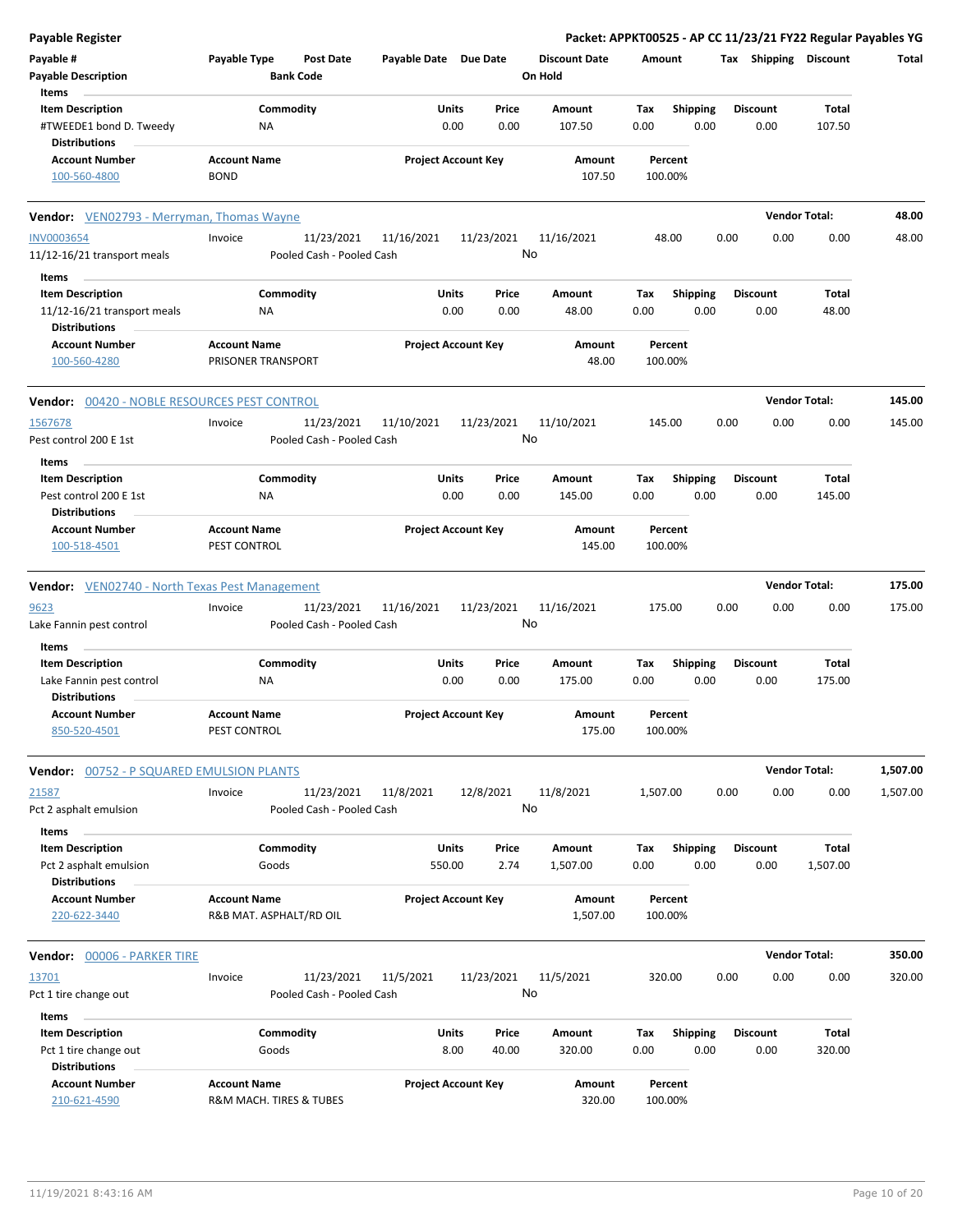## Payable Register

**Packet: APPKT00525 - AP CC 11/23/21 FY22 Regular Payables YG**

| Payable # | Payable Type | Post Date | Payable Date | Due Date | Discount Date | Amount | Tax | Shipping | Discount | Total |
|---|---|---|---|---|---|---|---|---|---|---|
| Payable Description | | Bank Code | | | On Hold | | | | | |

**Items**

| Item Description | Commodity | Units | Price | Amount | Tax | Shipping | Discount | Total |
|---|---|---|---|---|---|---|---|---|
| #TWEEDE1 bond D. Tweedy | NA | 0.00 | 0.00 | 107.50 | 0.00 | 0.00 | 0.00 | 107.50 |

**Distributions**

| Account Number | Account Name | Project Account Key | Amount | Percent |
|---|---|---|---|---|
| 100-560-4800 | BOND | | 107.50 | 100.00% |

---

**Vendor:** VEN02793 - Merryman, Thomas Wayne — **Vendor Total: 48.00**

| Payable # | Payable Type | Post Date | Payable Date | Due Date | Discount Date | Amount | Tax | Shipping | Discount | Total |
|---|---|---|---|---|---|---|---|---|---|---|
| INV0003654 | Invoice | 11/23/2021 | 11/16/2021 | 11/23/2021 | 11/16/2021 | 48.00 | 0.00 | 0.00 | 0.00 | 48.00 |
| 11/12-16/21 transport meals | | Pooled Cash - Pooled Cash | | | No | | | | | |

**Items**

| Item Description | Commodity | Units | Price | Amount | Tax | Shipping | Discount | Total |
|---|---|---|---|---|---|---|---|---|
| 11/12-16/21 transport meals | NA | 0.00 | 0.00 | 48.00 | 0.00 | 0.00 | 0.00 | 48.00 |

**Distributions**

| Account Number | Account Name | Project Account Key | Amount | Percent |
|---|---|---|---|---|
| 100-560-4280 | PRISONER TRANSPORT | | 48.00 | 100.00% |

---

**Vendor:** 00420 - NOBLE RESOURCES PEST CONTROL — **Vendor Total: 145.00**

| Payable # | Payable Type | Post Date | Payable Date | Due Date | Discount Date | Amount | Tax | Shipping | Discount | Total |
|---|---|---|---|---|---|---|---|---|---|---|
| 1567678 | Invoice | 11/23/2021 | 11/10/2021 | 11/23/2021 | 11/10/2021 | 145.00 | 0.00 | 0.00 | 0.00 | 145.00 |
| Pest control 200 E 1st | | Pooled Cash - Pooled Cash | | | No | | | | | |

**Items**

| Item Description | Commodity | Units | Price | Amount | Tax | Shipping | Discount | Total |
|---|---|---|---|---|---|---|---|---|
| Pest control 200 E 1st | NA | 0.00 | 0.00 | 145.00 | 0.00 | 0.00 | 0.00 | 145.00 |

**Distributions**

| Account Number | Account Name | Project Account Key | Amount | Percent |
|---|---|---|---|---|
| 100-518-4501 | PEST CONTROL | | 145.00 | 100.00% |

---

**Vendor:** VEN02740 - North Texas Pest Management — **Vendor Total: 175.00**

| Payable # | Payable Type | Post Date | Payable Date | Due Date | Discount Date | Amount | Tax | Shipping | Discount | Total |
|---|---|---|---|---|---|---|---|---|---|---|
| 9623 | Invoice | 11/23/2021 | 11/16/2021 | 11/23/2021 | 11/16/2021 | 175.00 | 0.00 | 0.00 | 0.00 | 175.00 |
| Lake Fannin pest control | | Pooled Cash - Pooled Cash | | | No | | | | | |

**Items**

| Item Description | Commodity | Units | Price | Amount | Tax | Shipping | Discount | Total |
|---|---|---|---|---|---|---|---|---|
| Lake Fannin pest control | NA | 0.00 | 0.00 | 175.00 | 0.00 | 0.00 | 0.00 | 175.00 |

**Distributions**

| Account Number | Account Name | Project Account Key | Amount | Percent |
|---|---|---|---|---|
| 850-520-4501 | PEST CONTROL | | 175.00 | 100.00% |

---

**Vendor:** 00752 - P SQUARED EMULSION PLANTS — **Vendor Total: 1,507.00**

| Payable # | Payable Type | Post Date | Payable Date | Due Date | Discount Date | Amount | Tax | Shipping | Discount | Total |
|---|---|---|---|---|---|---|---|---|---|---|
| 21587 | Invoice | 11/23/2021 | 11/8/2021 | 12/8/2021 | 11/8/2021 | 1,507.00 | 0.00 | 0.00 | 0.00 | 1,507.00 |
| Pct 2 asphalt emulsion | | Pooled Cash - Pooled Cash | | | No | | | | | |

**Items**

| Item Description | Commodity | Units | Price | Amount | Tax | Shipping | Discount | Total |
|---|---|---|---|---|---|---|---|---|
| Pct 2 asphalt emulsion | Goods | 550.00 | 2.74 | 1,507.00 | 0.00 | 0.00 | 0.00 | 1,507.00 |

**Distributions**

| Account Number | Account Name | Project Account Key | Amount | Percent |
|---|---|---|---|---|
| 220-622-3440 | R&B MAT. ASPHALT/RD OIL | | 1,507.00 | 100.00% |

---

**Vendor:** 00006 - PARKER TIRE — **Vendor Total: 350.00**

| Payable # | Payable Type | Post Date | Payable Date | Due Date | Discount Date | Amount | Tax | Shipping | Discount | Total |
|---|---|---|---|---|---|---|---|---|---|---|
| 13701 | Invoice | 11/23/2021 | 11/5/2021 | 11/23/2021 | 11/5/2021 | 320.00 | 0.00 | 0.00 | 0.00 | 320.00 |
| Pct 1 tire change out | | Pooled Cash - Pooled Cash | | | No | | | | | |

**Items**

| Item Description | Commodity | Units | Price | Amount | Tax | Shipping | Discount | Total |
|---|---|---|---|---|---|---|---|---|
| Pct 1 tire change out | Goods | 8.00 | 40.00 | 320.00 | 0.00 | 0.00 | 0.00 | 320.00 |

**Distributions**

| Account Number | Account Name | Project Account Key | Amount | Percent |
|---|---|---|---|---|
| 210-621-4590 | R&M MACH. TIRES & TUBES | | 320.00 | 100.00% |

11/19/2021 8:43:16 AM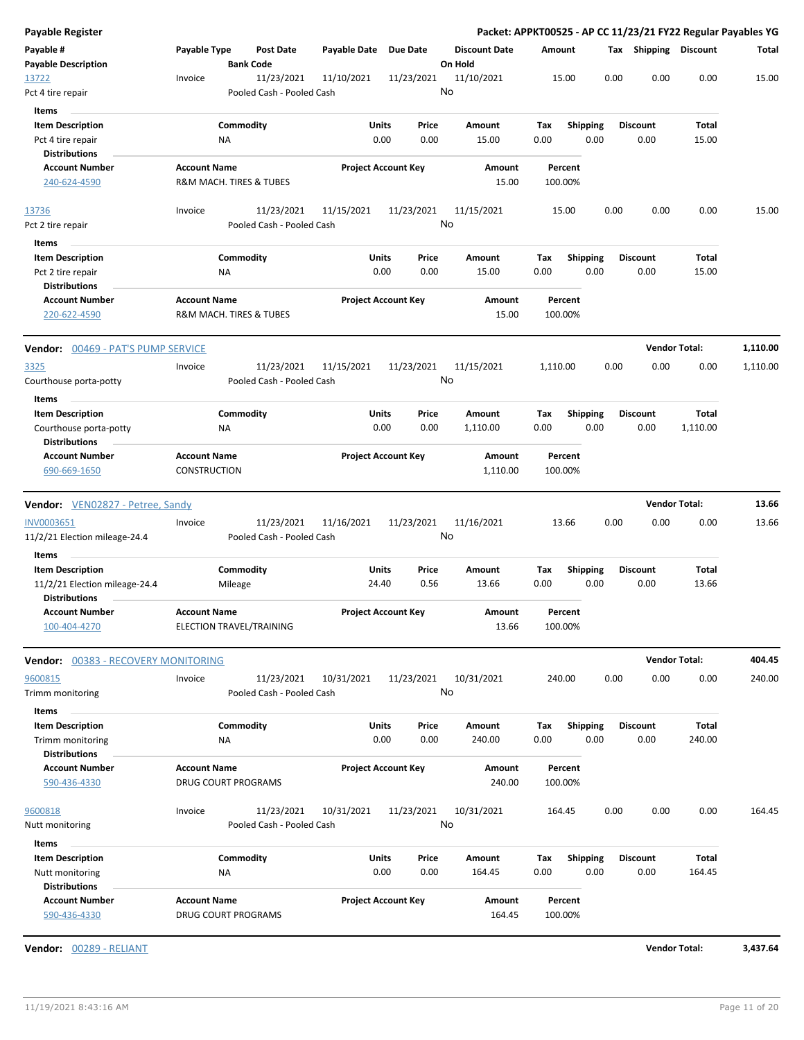**Payable Register** — **Packet: APPKT00525 - AP CC 11/23/21 FY22 Regular Payables YG**

| Payable # | Payable Type | Post Date | Payable Date | Due Date | Discount Date | Amount | Tax | Shipping | Discount | Total |
|---|---|---|---|---|---|---|---|---|---|---|
| Payable Description | | Bank Code | | | On Hold | | | | | |
| 13722 | Invoice | 11/23/2021 | 11/10/2021 | 11/23/2021 | 11/10/2021 | 15.00 | 0.00 | 0.00 | 0.00 | 15.00 |
| Pct 4 tire repair | | Pooled Cash - Pooled Cash | | | No | | | | | |

**Items**

| Item Description | Commodity | Units | Price | Amount | Tax | Shipping | Discount | Total |
|---|---|---|---|---|---|---|---|---|
| Pct 4 tire repair | NA | 0.00 | 0.00 | 15.00 | 0.00 | 0.00 | 0.00 | 15.00 |

**Distributions**

| Account Number | Account Name | Project Account Key | Amount | Percent |
|---|---|---|---|---|
| 240-624-4590 | R&M MACH. TIRES & TUBES | | 15.00 | 100.00% |

| Payable # | Payable Type | Post Date | Payable Date | Due Date | Discount Date | Amount | Tax | Shipping | Discount | Total |
|---|---|---|---|---|---|---|---|---|---|---|
| 13736 | Invoice | 11/23/2021 | 11/15/2021 | 11/23/2021 | 11/15/2021 | 15.00 | 0.00 | 0.00 | 0.00 | 15.00 |
| Pct 2 tire repair | | Pooled Cash - Pooled Cash | | | No | | | | | |

**Items**

| Item Description | Commodity | Units | Price | Amount | Tax | Shipping | Discount | Total |
|---|---|---|---|---|---|---|---|---|
| Pct 2 tire repair | NA | 0.00 | 0.00 | 15.00 | 0.00 | 0.00 | 0.00 | 15.00 |

**Distributions**

| Account Number | Account Name | Project Account Key | Amount | Percent |
|---|---|---|---|---|
| 220-622-4590 | R&M MACH. TIRES & TUBES | | 15.00 | 100.00% |

**Vendor:** 00469 - PAT'S PUMP SERVICE — **Vendor Total: 1,110.00**

| Payable # | Payable Type | Post Date | Payable Date | Due Date | Discount Date | Amount | Tax | Shipping | Discount | Total |
|---|---|---|---|---|---|---|---|---|---|---|
| 3325 | Invoice | 11/23/2021 | 11/15/2021 | 11/23/2021 | 11/15/2021 | 1,110.00 | 0.00 | 0.00 | 0.00 | 1,110.00 |
| Courthouse porta-potty | | Pooled Cash - Pooled Cash | | | No | | | | | |

**Items**

| Item Description | Commodity | Units | Price | Amount | Tax | Shipping | Discount | Total |
|---|---|---|---|---|---|---|---|---|
| Courthouse porta-potty | NA | 0.00 | 0.00 | 1,110.00 | 0.00 | 0.00 | 0.00 | 1,110.00 |

**Distributions**

| Account Number | Account Name | Project Account Key | Amount | Percent |
|---|---|---|---|---|
| 690-669-1650 | CONSTRUCTION | | 1,110.00 | 100.00% |

**Vendor:** VEN02827 - Petree, Sandy — **Vendor Total: 13.66**

| Payable # | Payable Type | Post Date | Payable Date | Due Date | Discount Date | Amount | Tax | Shipping | Discount | Total |
|---|---|---|---|---|---|---|---|---|---|---|
| INV0003651 | Invoice | 11/23/2021 | 11/16/2021 | 11/23/2021 | 11/16/2021 | 13.66 | 0.00 | 0.00 | 0.00 | 13.66 |
| 11/2/21 Election mileage-24.4 | | Pooled Cash - Pooled Cash | | | No | | | | | |

**Items**

| Item Description | Commodity | Units | Price | Amount | Tax | Shipping | Discount | Total |
|---|---|---|---|---|---|---|---|---|
| 11/2/21 Election mileage-24.4 | Mileage | 24.40 | 0.56 | 13.66 | 0.00 | 0.00 | 0.00 | 13.66 |

**Distributions**

| Account Number | Account Name | Project Account Key | Amount | Percent |
|---|---|---|---|---|
| 100-404-4270 | ELECTION TRAVEL/TRAINING | | 13.66 | 100.00% |

**Vendor:** 00383 - RECOVERY MONITORING — **Vendor Total: 404.45**

| Payable # | Payable Type | Post Date | Payable Date | Due Date | Discount Date | Amount | Tax | Shipping | Discount | Total |
|---|---|---|---|---|---|---|---|---|---|---|
| 9600815 | Invoice | 11/23/2021 | 10/31/2021 | 11/23/2021 | 10/31/2021 | 240.00 | 0.00 | 0.00 | 0.00 | 240.00 |
| Trimm monitoring | | Pooled Cash - Pooled Cash | | | No | | | | | |

**Items**

| Item Description | Commodity | Units | Price | Amount | Tax | Shipping | Discount | Total |
|---|---|---|---|---|---|---|---|---|
| Trimm monitoring | NA | 0.00 | 0.00 | 240.00 | 0.00 | 0.00 | 0.00 | 240.00 |

**Distributions**

| Account Number | Account Name | Project Account Key | Amount | Percent |
|---|---|---|---|---|
| 590-436-4330 | DRUG COURT PROGRAMS | | 240.00 | 100.00% |

| Payable # | Payable Type | Post Date | Payable Date | Due Date | Discount Date | Amount | Tax | Shipping | Discount | Total |
|---|---|---|---|---|---|---|---|---|---|---|
| 9600818 | Invoice | 11/23/2021 | 10/31/2021 | 11/23/2021 | 10/31/2021 | 164.45 | 0.00 | 0.00 | 0.00 | 164.45 |
| Nutt monitoring | | Pooled Cash - Pooled Cash | | | No | | | | | |

**Items**

| Item Description | Commodity | Units | Price | Amount | Tax | Shipping | Discount | Total |
|---|---|---|---|---|---|---|---|---|
| Nutt monitoring | NA | 0.00 | 0.00 | 164.45 | 0.00 | 0.00 | 0.00 | 164.45 |

**Distributions**

| Account Number | Account Name | Project Account Key | Amount | Percent |
|---|---|---|---|---|
| 590-436-4330 | DRUG COURT PROGRAMS | | 164.45 | 100.00% |

**Vendor:** 00289 - RELIANT — **Vendor Total: 3,437.64**

11/19/2021 8:43:16 AM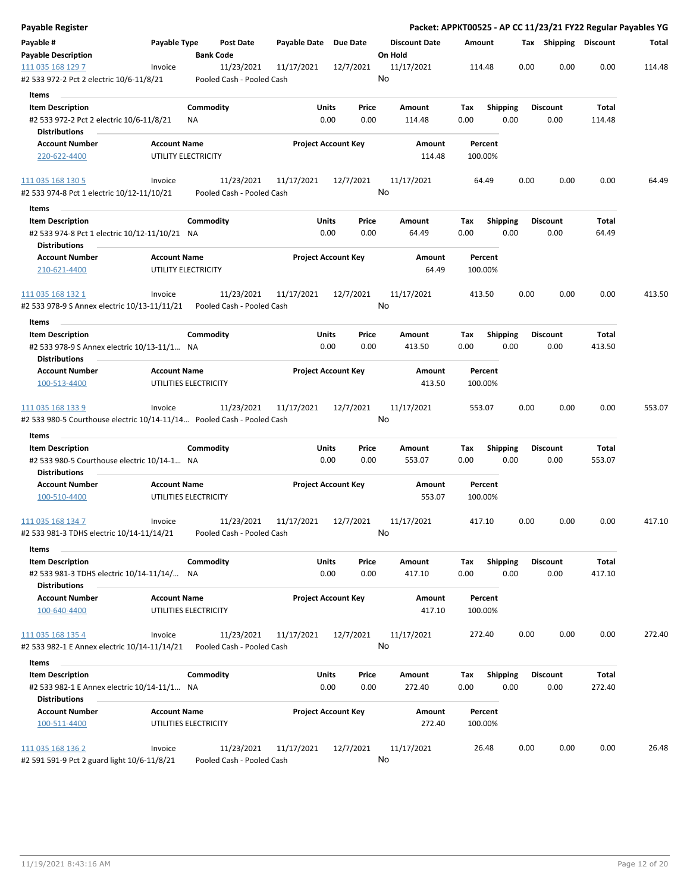# Payable Register

**Packet: APPKT00525 - AP CC 11/23/21 FY22 Regular Payables YG**

| Payable # | Payable Type | Post Date | Payable Date | Due Date | Discount Date | Amount | Tax | Shipping | Discount | Total |
|---|---|---|---|---|---|---|---|---|---|---|
| **Payable Description** | | **Bank Code** | | | **On Hold** | | | | | |

| Payable # | Payable Type | Post Date | Payable Date | Due Date | Discount Date | Amount | Tax | Shipping | Discount | Total |
|---|---|---|---|---|---|---|---|---|---|---|
| 111 035 168 129 7 | Invoice | 11/23/2021 | 11/17/2021 | 12/7/2021 | 11/17/2021 | 114.48 | 0.00 | 0.00 | 0.00 | 114.48 |
| #2 533 972-2 Pct 2 electric 10/6-11/8/21 | | Pooled Cash - Pooled Cash | | | No | | | | | |

**Items**

| Item Description | Commodity | Units | Price | Amount | Tax | Shipping | Discount | Total |
|---|---|---|---|---|---|---|---|---|
| #2 533 972-2 Pct 2 electric 10/6-11/8/21 | NA | 0.00 | 0.00 | 114.48 | 0.00 | 0.00 | 0.00 | 114.48 |

**Distributions**

| Account Number | Account Name | Project Account Key | Amount | Percent |
|---|---|---|---|---|
| 220-622-4400 | UTILITY ELECTRICITY | | 114.48 | 100.00% |

| Payable # | Payable Type | Post Date | Payable Date | Due Date | Discount Date | Amount | Tax | Shipping | Discount | Total |
|---|---|---|---|---|---|---|---|---|---|---|
| 111 035 168 130 5 | Invoice | 11/23/2021 | 11/17/2021 | 12/7/2021 | 11/17/2021 | 64.49 | 0.00 | 0.00 | 0.00 | 64.49 |
| #2 533 974-8 Pct 1 electric 10/12-11/10/21 | | Pooled Cash - Pooled Cash | | | No | | | | | |

**Items**

| Item Description | Commodity | Units | Price | Amount | Tax | Shipping | Discount | Total |
|---|---|---|---|---|---|---|---|---|
| #2 533 974-8 Pct 1 electric 10/12-11/10/21 | NA | 0.00 | 0.00 | 64.49 | 0.00 | 0.00 | 0.00 | 64.49 |

**Distributions**

| Account Number | Account Name | Project Account Key | Amount | Percent |
|---|---|---|---|---|
| 210-621-4400 | UTILITY ELECTRICITY | | 64.49 | 100.00% |

| Payable # | Payable Type | Post Date | Payable Date | Due Date | Discount Date | Amount | Tax | Shipping | Discount | Total |
|---|---|---|---|---|---|---|---|---|---|---|
| 111 035 168 132 1 | Invoice | 11/23/2021 | 11/17/2021 | 12/7/2021 | 11/17/2021 | 413.50 | 0.00 | 0.00 | 0.00 | 413.50 |
| #2 533 978-9 S Annex electric 10/13-11/11/21 | | Pooled Cash - Pooled Cash | | | No | | | | | |

**Items**

| Item Description | Commodity | Units | Price | Amount | Tax | Shipping | Discount | Total |
|---|---|---|---|---|---|---|---|---|
| #2 533 978-9 S Annex electric 10/13-11/1... | NA | 0.00 | 0.00 | 413.50 | 0.00 | 0.00 | 0.00 | 413.50 |

**Distributions**

| Account Number | Account Name | Project Account Key | Amount | Percent |
|---|---|---|---|---|
| 100-513-4400 | UTILITIES ELECTRICITY | | 413.50 | 100.00% |

| Payable # | Payable Type | Post Date | Payable Date | Due Date | Discount Date | Amount | Tax | Shipping | Discount | Total |
|---|---|---|---|---|---|---|---|---|---|---|
| 111 035 168 133 9 | Invoice | 11/23/2021 | 11/17/2021 | 12/7/2021 | 11/17/2021 | 553.07 | 0.00 | 0.00 | 0.00 | 553.07 |
| #2 533 980-5 Courthouse electric 10/14-11/14... | | Pooled Cash - Pooled Cash | | | No | | | | | |

**Items**

| Item Description | Commodity | Units | Price | Amount | Tax | Shipping | Discount | Total |
|---|---|---|---|---|---|---|---|---|
| #2 533 980-5 Courthouse electric 10/14-1... | NA | 0.00 | 0.00 | 553.07 | 0.00 | 0.00 | 0.00 | 553.07 |

**Distributions**

| Account Number | Account Name | Project Account Key | Amount | Percent |
|---|---|---|---|---|
| 100-510-4400 | UTILITIES ELECTRICITY | | 553.07 | 100.00% |

| Payable # | Payable Type | Post Date | Payable Date | Due Date | Discount Date | Amount | Tax | Shipping | Discount | Total |
|---|---|---|---|---|---|---|---|---|---|---|
| 111 035 168 134 7 | Invoice | 11/23/2021 | 11/17/2021 | 12/7/2021 | 11/17/2021 | 417.10 | 0.00 | 0.00 | 0.00 | 417.10 |
| #2 533 981-3 TDHS electric 10/14-11/14/21 | | Pooled Cash - Pooled Cash | | | No | | | | | |

**Items**

| Item Description | Commodity | Units | Price | Amount | Tax | Shipping | Discount | Total |
|---|---|---|---|---|---|---|---|---|
| #2 533 981-3 TDHS electric 10/14-11/14/... | NA | 0.00 | 0.00 | 417.10 | 0.00 | 0.00 | 0.00 | 417.10 |

**Distributions**

| Account Number | Account Name | Project Account Key | Amount | Percent |
|---|---|---|---|---|
| 100-640-4400 | UTILITIES ELECTRICITY | | 417.10 | 100.00% |

| Payable # | Payable Type | Post Date | Payable Date | Due Date | Discount Date | Amount | Tax | Shipping | Discount | Total |
|---|---|---|---|---|---|---|---|---|---|---|
| 111 035 168 135 4 | Invoice | 11/23/2021 | 11/17/2021 | 12/7/2021 | 11/17/2021 | 272.40 | 0.00 | 0.00 | 0.00 | 272.40 |
| #2 533 982-1 E Annex electric 10/14-11/14/21 | | Pooled Cash - Pooled Cash | | | No | | | | | |

**Items**

| Item Description | Commodity | Units | Price | Amount | Tax | Shipping | Discount | Total |
|---|---|---|---|---|---|---|---|---|
| #2 533 982-1 E Annex electric 10/14-11/1... | NA | 0.00 | 0.00 | 272.40 | 0.00 | 0.00 | 0.00 | 272.40 |

**Distributions**

| Account Number | Account Name | Project Account Key | Amount | Percent |
|---|---|---|---|---|
| 100-511-4400 | UTILITIES ELECTRICITY | | 272.40 | 100.00% |

| Payable # | Payable Type | Post Date | Payable Date | Due Date | Discount Date | Amount | Tax | Shipping | Discount | Total |
|---|---|---|---|---|---|---|---|---|---|---|
| 111 035 168 136 2 | Invoice | 11/23/2021 | 11/17/2021 | 12/7/2021 | 11/17/2021 | 26.48 | 0.00 | 0.00 | 0.00 | 26.48 |
| #2 591 591-9 Pct 2 guard light 10/6-11/8/21 | | Pooled Cash - Pooled Cash | | | No | | | | | |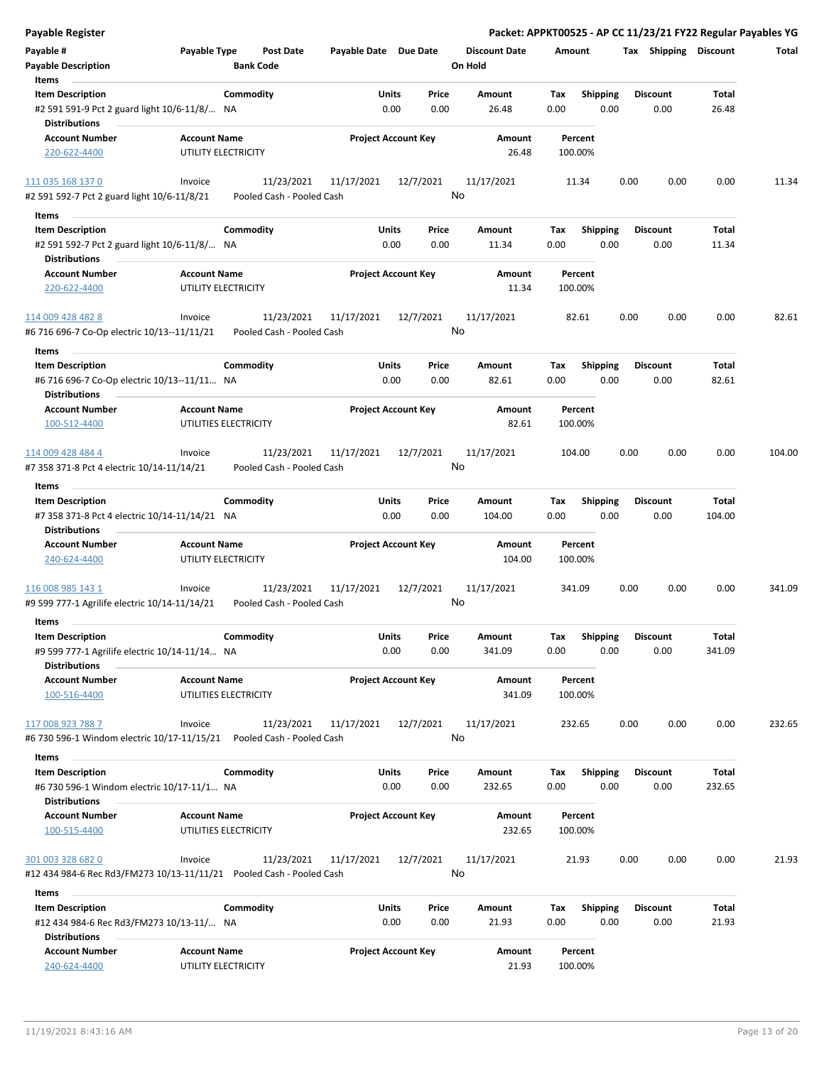## Payable Register

**Packet: APPKT00525 - AP CC 11/23/21 FY22 Regular Payables YG**

| Payable # | Payable Type | Post Date | Payable Date | Due Date | Discount Date | Amount | Tax | Shipping | Discount | Total |
|---|---|---|---|---|---|---|---|---|---|---|
| Payable Description | | Bank Code | | | On Hold | | | | | |

**Items**

| Item Description | Commodity | Units | Price | Amount | Tax | Shipping | Discount | Total |
|---|---|---|---|---|---|---|---|---|
| #2 591 591-9 Pct 2 guard light 10/6-11/8/... | NA | 0.00 | 0.00 | 26.48 | 0.00 | 0.00 | 0.00 | 26.48 |

**Distributions**

| Account Number | Account Name | Project Account Key | Amount | Percent |
|---|---|---|---|---|
| 220-622-4400 | UTILITY ELECTRICITY | | 26.48 | 100.00% |

| Payable # | Payable Type | Post Date | Payable Date | Due Date | Discount Date | Amount | Tax | Shipping | Discount | Total |
|---|---|---|---|---|---|---|---|---|---|---|
| 111 035 168 137 0 | Invoice | 11/23/2021 | 11/17/2021 | 12/7/2021 | 11/17/2021 | 11.34 | 0.00 | 0.00 | 0.00 | 11.34 |
| #2 591 592-7 Pct 2 guard light 10/6-11/8/21 | | Pooled Cash - Pooled Cash | | | No | | | | | |

**Items**

| Item Description | Commodity | Units | Price | Amount | Tax | Shipping | Discount | Total |
|---|---|---|---|---|---|---|---|---|
| #2 591 592-7 Pct 2 guard light 10/6-11/8/... | NA | 0.00 | 0.00 | 11.34 | 0.00 | 0.00 | 0.00 | 11.34 |

**Distributions**

| Account Number | Account Name | Project Account Key | Amount | Percent |
|---|---|---|---|---|
| 220-622-4400 | UTILITY ELECTRICITY | | 11.34 | 100.00% |

| Payable # | Payable Type | Post Date | Payable Date | Due Date | Discount Date | Amount | Tax | Shipping | Discount | Total |
|---|---|---|---|---|---|---|---|---|---|---|
| 114 009 428 482 8 | Invoice | 11/23/2021 | 11/17/2021 | 12/7/2021 | 11/17/2021 | 82.61 | 0.00 | 0.00 | 0.00 | 82.61 |
| #6 716 696-7 Co-Op electric 10/13--11/11/21 | | Pooled Cash - Pooled Cash | | | No | | | | | |

**Items**

| Item Description | Commodity | Units | Price | Amount | Tax | Shipping | Discount | Total |
|---|---|---|---|---|---|---|---|---|
| #6 716 696-7 Co-Op electric 10/13--11/11... | NA | 0.00 | 0.00 | 82.61 | 0.00 | 0.00 | 0.00 | 82.61 |

**Distributions**

| Account Number | Account Name | Project Account Key | Amount | Percent |
|---|---|---|---|---|
| 100-512-4400 | UTILITIES ELECTRICITY | | 82.61 | 100.00% |

| Payable # | Payable Type | Post Date | Payable Date | Due Date | Discount Date | Amount | Tax | Shipping | Discount | Total |
|---|---|---|---|---|---|---|---|---|---|---|
| 114 009 428 484 4 | Invoice | 11/23/2021 | 11/17/2021 | 12/7/2021 | 11/17/2021 | 104.00 | 0.00 | 0.00 | 0.00 | 104.00 |
| #7 358 371-8 Pct 4 electric 10/14-11/14/21 | | Pooled Cash - Pooled Cash | | | No | | | | | |

**Items**

| Item Description | Commodity | Units | Price | Amount | Tax | Shipping | Discount | Total |
|---|---|---|---|---|---|---|---|---|
| #7 358 371-8 Pct 4 electric 10/14-11/14/21 | NA | 0.00 | 0.00 | 104.00 | 0.00 | 0.00 | 0.00 | 104.00 |

**Distributions**

| Account Number | Account Name | Project Account Key | Amount | Percent |
|---|---|---|---|---|
| 240-624-4400 | UTILITY ELECTRICITY | | 104.00 | 100.00% |

| Payable # | Payable Type | Post Date | Payable Date | Due Date | Discount Date | Amount | Tax | Shipping | Discount | Total |
|---|---|---|---|---|---|---|---|---|---|---|
| 116 008 985 143 1 | Invoice | 11/23/2021 | 11/17/2021 | 12/7/2021 | 11/17/2021 | 341.09 | 0.00 | 0.00 | 0.00 | 341.09 |
| #9 599 777-1 Agrilife electric 10/14-11/14/21 | | Pooled Cash - Pooled Cash | | | No | | | | | |

**Items**

| Item Description | Commodity | Units | Price | Amount | Tax | Shipping | Discount | Total |
|---|---|---|---|---|---|---|---|---|
| #9 599 777-1 Agrilife electric 10/14-11/14... | NA | 0.00 | 0.00 | 341.09 | 0.00 | 0.00 | 0.00 | 341.09 |

**Distributions**

| Account Number | Account Name | Project Account Key | Amount | Percent |
|---|---|---|---|---|
| 100-516-4400 | UTILITIES ELECTRICITY | | 341.09 | 100.00% |

| Payable # | Payable Type | Post Date | Payable Date | Due Date | Discount Date | Amount | Tax | Shipping | Discount | Total |
|---|---|---|---|---|---|---|---|---|---|---|
| 117 008 923 788 7 | Invoice | 11/23/2021 | 11/17/2021 | 12/7/2021 | 11/17/2021 | 232.65 | 0.00 | 0.00 | 0.00 | 232.65 |
| #6 730 596-1 Windom electric 10/17-11/15/21 | | Pooled Cash - Pooled Cash | | | No | | | | | |

**Items**

| Item Description | Commodity | Units | Price | Amount | Tax | Shipping | Discount | Total |
|---|---|---|---|---|---|---|---|---|
| #6 730 596-1 Windom electric 10/17-11/1... | NA | 0.00 | 0.00 | 232.65 | 0.00 | 0.00 | 0.00 | 232.65 |

**Distributions**

| Account Number | Account Name | Project Account Key | Amount | Percent |
|---|---|---|---|---|
| 100-515-4400 | UTILITIES ELECTRICITY | | 232.65 | 100.00% |

| Payable # | Payable Type | Post Date | Payable Date | Due Date | Discount Date | Amount | Tax | Shipping | Discount | Total |
|---|---|---|---|---|---|---|---|---|---|---|
| 301 003 328 682 0 | Invoice | 11/23/2021 | 11/17/2021 | 12/7/2021 | 11/17/2021 | 21.93 | 0.00 | 0.00 | 0.00 | 21.93 |
| #12 434 984-6 Rec Rd3/FM273 10/13-11/11/21 | | Pooled Cash - Pooled Cash | | | No | | | | | |

**Items**

| Item Description | Commodity | Units | Price | Amount | Tax | Shipping | Discount | Total |
|---|---|---|---|---|---|---|---|---|
| #12 434 984-6 Rec Rd3/FM273 10/13-11/... | NA | 0.00 | 0.00 | 21.93 | 0.00 | 0.00 | 0.00 | 21.93 |

**Distributions**

| Account Number | Account Name | Project Account Key | Amount | Percent |
|---|---|---|---|---|
| 240-624-4400 | UTILITY ELECTRICITY | | 21.93 | 100.00% |

11/19/2021 8:43:16 AM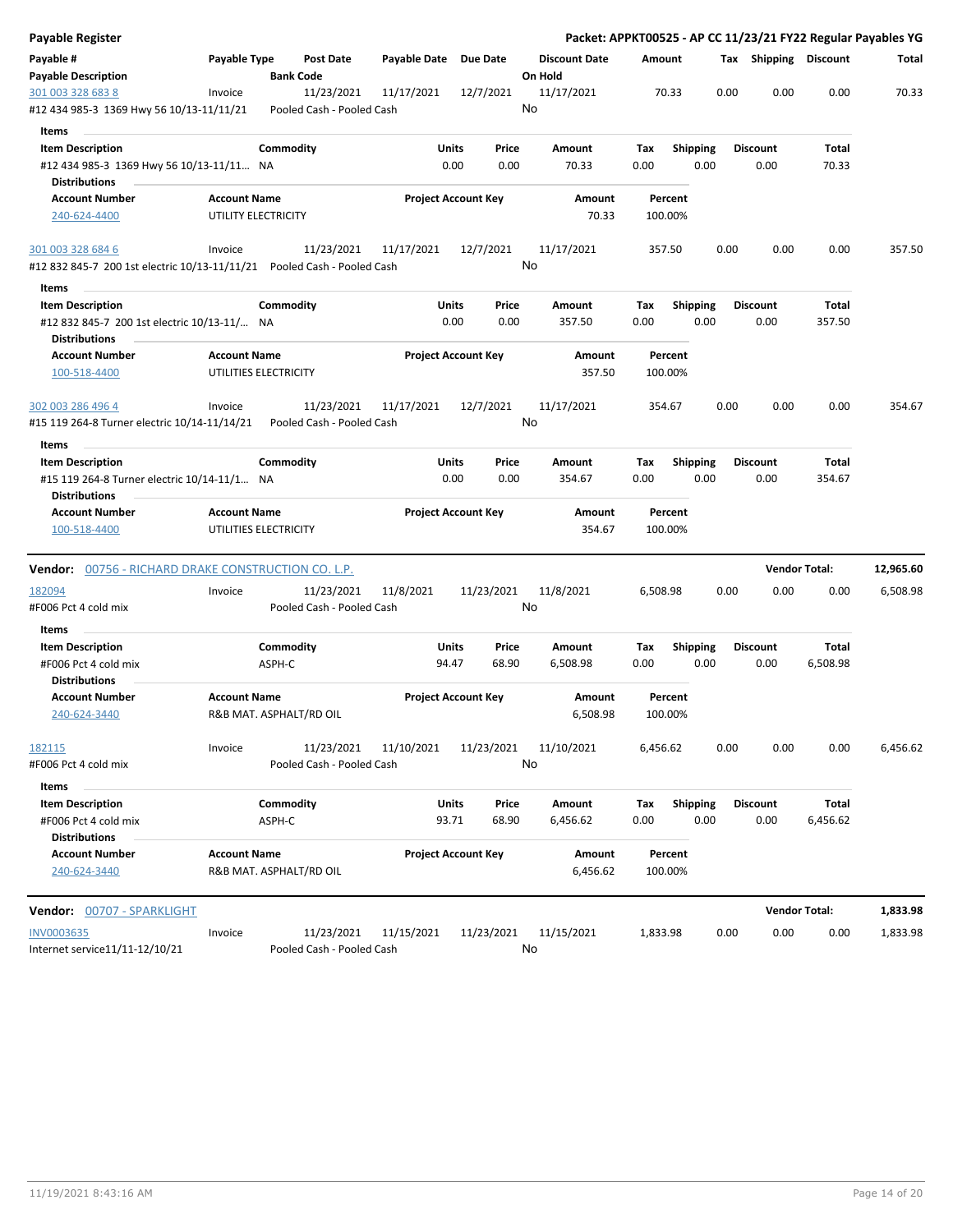**Payable Register** — **Packet: APPKT00525 - AP CC 11/23/21 FY22 Regular Payables YG**

| Payable # | Payable Type | Post Date | Payable Date | Due Date | Discount Date | Amount | Tax | Shipping | Discount | Total |
|---|---|---|---|---|---|---|---|---|---|---|
| **Payable Description** | | **Bank Code** | | | **On Hold** | | | | | |
| 301 003 328 683 8 | Invoice | 11/23/2021 | 11/17/2021 | 12/7/2021 | 11/17/2021 | 70.33 | 0.00 | 0.00 | 0.00 | 70.33 |
| #12 434 985-3 1369 Hwy 56 10/13-11/11/21 | | Pooled Cash - Pooled Cash | | | No | | | | | |

**Items**

| Item Description | Commodity | Units | Price | Amount | Tax | Shipping | Discount | Total |
|---|---|---|---|---|---|---|---|---|
| #12 434 985-3 1369 Hwy 56 10/13-11/11... | NA | 0.00 | 0.00 | 70.33 | 0.00 | 0.00 | 0.00 | 70.33 |

**Distributions**

| Account Number | Account Name | Project Account Key | Amount | Percent |
|---|---|---|---|---|
| 240-624-4400 | UTILITY ELECTRICITY | | 70.33 | 100.00% |

| Payable # | Payable Type | Post Date | Payable Date | Due Date | Discount Date | Amount | Tax | Shipping | Discount | Total |
|---|---|---|---|---|---|---|---|---|---|---|
| 301 003 328 684 6 | Invoice | 11/23/2021 | 11/17/2021 | 12/7/2021 | 11/17/2021 | 357.50 | 0.00 | 0.00 | 0.00 | 357.50 |
| #12 832 845-7 200 1st electric 10/13-11/11/21 | | Pooled Cash - Pooled Cash | | | No | | | | | |

**Items**

| Item Description | Commodity | Units | Price | Amount | Tax | Shipping | Discount | Total |
|---|---|---|---|---|---|---|---|---|
| #12 832 845-7 200 1st electric 10/13-11/... | NA | 0.00 | 0.00 | 357.50 | 0.00 | 0.00 | 0.00 | 357.50 |

**Distributions**

| Account Number | Account Name | Project Account Key | Amount | Percent |
|---|---|---|---|---|
| 100-518-4400 | UTILITIES ELECTRICITY | | 357.50 | 100.00% |

| Payable # | Payable Type | Post Date | Payable Date | Due Date | Discount Date | Amount | Tax | Shipping | Discount | Total |
|---|---|---|---|---|---|---|---|---|---|---|
| 302 003 286 496 4 | Invoice | 11/23/2021 | 11/17/2021 | 12/7/2021 | 11/17/2021 | 354.67 | 0.00 | 0.00 | 0.00 | 354.67 |
| #15 119 264-8 Turner electric 10/14-11/14/21 | | Pooled Cash - Pooled Cash | | | No | | | | | |

**Items**

| Item Description | Commodity | Units | Price | Amount | Tax | Shipping | Discount | Total |
|---|---|---|---|---|---|---|---|---|
| #15 119 264-8 Turner electric 10/14-11/1... | NA | 0.00 | 0.00 | 354.67 | 0.00 | 0.00 | 0.00 | 354.67 |

**Distributions**

| Account Number | Account Name | Project Account Key | Amount | Percent |
|---|---|---|---|---|
| 100-518-4400 | UTILITIES ELECTRICITY | | 354.67 | 100.00% |

---

**Vendor:** 00756 - RICHARD DRAKE CONSTRUCTION CO. L.P. — **Vendor Total: 12,965.60**

| Payable # | Payable Type | Post Date | Payable Date | Due Date | Discount Date | Amount | Tax | Shipping | Discount | Total |
|---|---|---|---|---|---|---|---|---|---|---|
| 182094 | Invoice | 11/23/2021 | 11/8/2021 | 11/23/2021 | 11/8/2021 | 6,508.98 | 0.00 | 0.00 | 0.00 | 6,508.98 |
| #F006 Pct 4 cold mix | | Pooled Cash - Pooled Cash | | | No | | | | | |

**Items**

| Item Description | Commodity | Units | Price | Amount | Tax | Shipping | Discount | Total |
|---|---|---|---|---|---|---|---|---|
| #F006 Pct 4 cold mix | ASPH-C | 94.47 | 68.90 | 6,508.98 | 0.00 | 0.00 | 0.00 | 6,508.98 |

**Distributions**

| Account Number | Account Name | Project Account Key | Amount | Percent |
|---|---|---|---|---|
| 240-624-3440 | R&B MAT. ASPHALT/RD OIL | | 6,508.98 | 100.00% |

| Payable # | Payable Type | Post Date | Payable Date | Due Date | Discount Date | Amount | Tax | Shipping | Discount | Total |
|---|---|---|---|---|---|---|---|---|---|---|
| 182115 | Invoice | 11/23/2021 | 11/10/2021 | 11/23/2021 | 11/10/2021 | 6,456.62 | 0.00 | 0.00 | 0.00 | 6,456.62 |
| #F006 Pct 4 cold mix | | Pooled Cash - Pooled Cash | | | No | | | | | |

**Items**

| Item Description | Commodity | Units | Price | Amount | Tax | Shipping | Discount | Total |
|---|---|---|---|---|---|---|---|---|
| #F006 Pct 4 cold mix | ASPH-C | 93.71 | 68.90 | 6,456.62 | 0.00 | 0.00 | 0.00 | 6,456.62 |

**Distributions**

| Account Number | Account Name | Project Account Key | Amount | Percent |
|---|---|---|---|---|
| 240-624-3440 | R&B MAT. ASPHALT/RD OIL | | 6,456.62 | 100.00% |

---

**Vendor:** 00707 - SPARKLIGHT — **Vendor Total: 1,833.98**

| Payable # | Payable Type | Post Date | Payable Date | Due Date | Discount Date | Amount | Tax | Shipping | Discount | Total |
|---|---|---|---|---|---|---|---|---|---|---|
| INV0003635 | Invoice | 11/23/2021 | 11/15/2021 | 11/23/2021 | 11/15/2021 | 1,833.98 | 0.00 | 0.00 | 0.00 | 1,833.98 |
| Internet service11/11-12/10/21 | | Pooled Cash - Pooled Cash | | | No | | | | | |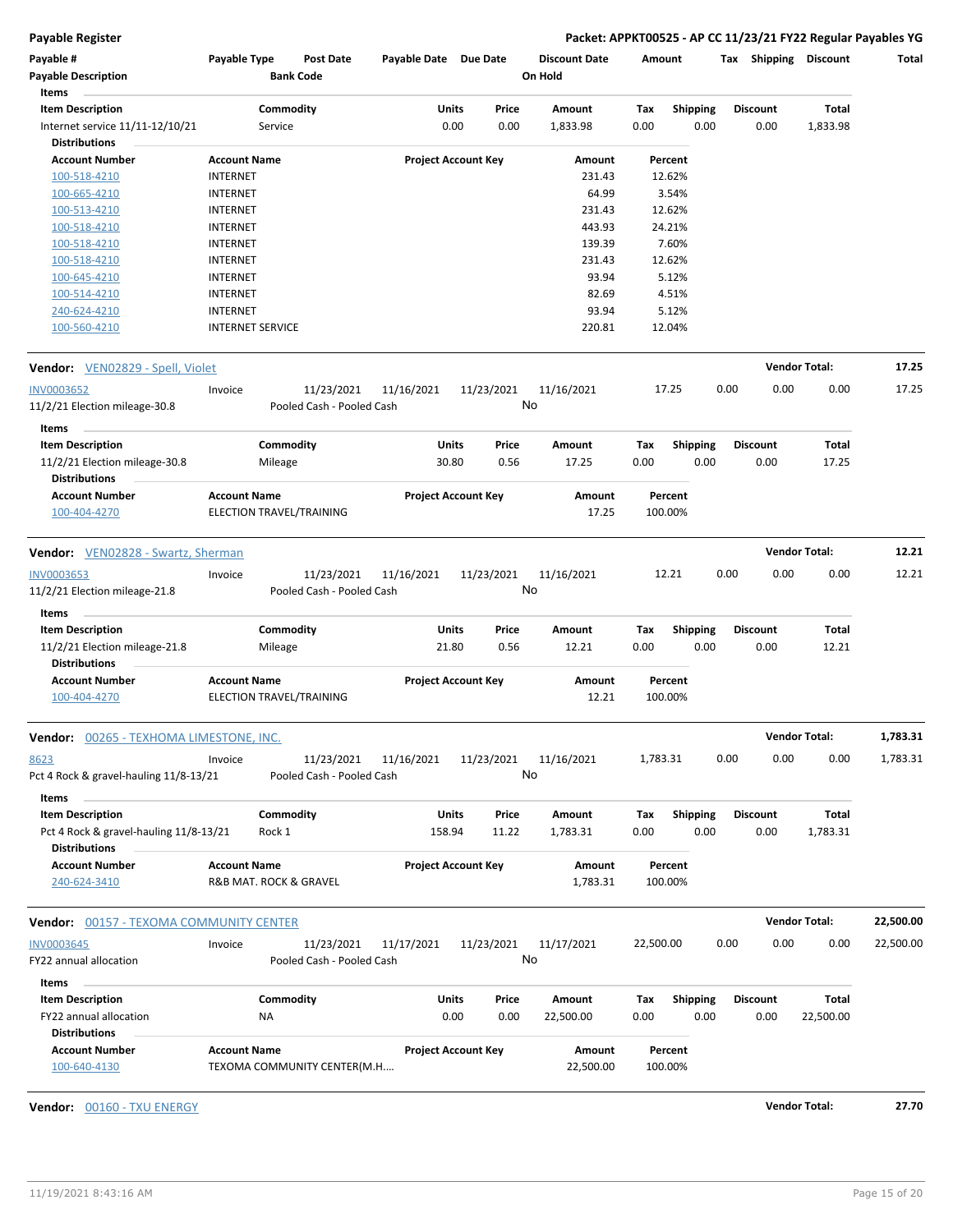**Payable Register** — **Packet: APPKT00525 - AP CC 11/23/21 FY22 Regular Payables YG**

| Payable # | Payable Type | Post Date | Payable Date | Due Date | Discount Date | Amount | Tax | Shipping | Discount | Total |
|---|---|---|---|---|---|---|---|---|---|---|
| Payable Description | | Bank Code | | | On Hold | | | | | |

**Items**

| Item Description | Commodity | Units | Price | Amount | Tax | Shipping | Discount | Total |
|---|---|---|---|---|---|---|---|---|
| Internet service 11/11-12/10/21 | Service | 0.00 | 0.00 | 1,833.98 | 0.00 | 0.00 | 0.00 | 1,833.98 |

**Distributions**

| Account Number | Account Name | Project Account Key | Amount | Percent |
|---|---|---|---|---|
| 100-518-4210 | INTERNET | | 231.43 | 12.62% |
| 100-665-4210 | INTERNET | | 64.99 | 3.54% |
| 100-513-4210 | INTERNET | | 231.43 | 12.62% |
| 100-518-4210 | INTERNET | | 443.93 | 24.21% |
| 100-518-4210 | INTERNET | | 139.39 | 7.60% |
| 100-518-4210 | INTERNET | | 231.43 | 12.62% |
| 100-645-4210 | INTERNET | | 93.94 | 5.12% |
| 100-514-4210 | INTERNET | | 82.69 | 4.51% |
| 240-624-4210 | INTERNET | | 93.94 | 5.12% |
| 100-560-4210 | INTERNET SERVICE | | 220.81 | 12.04% |

**Vendor:** VEN02829 - Spell, Violet — **Vendor Total: 17.25**

| Payable # | Payable Type | Post Date | Payable Date | Due Date | Discount Date | Amount | Tax | Shipping | Discount | Total |
|---|---|---|---|---|---|---|---|---|---|---|
| INV0003652 | Invoice | 11/23/2021 | 11/16/2021 | 11/23/2021 | 11/16/2021 | 17.25 | 0.00 | 0.00 | 0.00 | 17.25 |
| 11/2/21 Election mileage-30.8 | | Pooled Cash - Pooled Cash | | | No | | | | | |

**Items**

| Item Description | Commodity | Units | Price | Amount | Tax | Shipping | Discount | Total |
|---|---|---|---|---|---|---|---|---|
| 11/2/21 Election mileage-30.8 | Mileage | 30.80 | 0.56 | 17.25 | 0.00 | 0.00 | 0.00 | 17.25 |

**Distributions**

| Account Number | Account Name | Project Account Key | Amount | Percent |
|---|---|---|---|---|
| 100-404-4270 | ELECTION TRAVEL/TRAINING | | 17.25 | 100.00% |

**Vendor:** VEN02828 - Swartz, Sherman — **Vendor Total: 12.21**

| Payable # | Payable Type | Post Date | Payable Date | Due Date | Discount Date | Amount | Tax | Shipping | Discount | Total |
|---|---|---|---|---|---|---|---|---|---|---|
| INV0003653 | Invoice | 11/23/2021 | 11/16/2021 | 11/23/2021 | 11/16/2021 | 12.21 | 0.00 | 0.00 | 0.00 | 12.21 |
| 11/2/21 Election mileage-21.8 | | Pooled Cash - Pooled Cash | | | No | | | | | |

**Items**

| Item Description | Commodity | Units | Price | Amount | Tax | Shipping | Discount | Total |
|---|---|---|---|---|---|---|---|---|
| 11/2/21 Election mileage-21.8 | Mileage | 21.80 | 0.56 | 12.21 | 0.00 | 0.00 | 0.00 | 12.21 |

**Distributions**

| Account Number | Account Name | Project Account Key | Amount | Percent |
|---|---|---|---|---|
| 100-404-4270 | ELECTION TRAVEL/TRAINING | | 12.21 | 100.00% |

**Vendor:** 00265 - TEXHOMA LIMESTONE, INC. — **Vendor Total: 1,783.31**

| Payable # | Payable Type | Post Date | Payable Date | Due Date | Discount Date | Amount | Tax | Shipping | Discount | Total |
|---|---|---|---|---|---|---|---|---|---|---|
| 8623 | Invoice | 11/23/2021 | 11/16/2021 | 11/23/2021 | 11/16/2021 | 1,783.31 | 0.00 | 0.00 | 0.00 | 1,783.31 |
| Pct 4 Rock & gravel-hauling 11/8-13/21 | | Pooled Cash - Pooled Cash | | | No | | | | | |

**Items**

| Item Description | Commodity | Units | Price | Amount | Tax | Shipping | Discount | Total |
|---|---|---|---|---|---|---|---|---|
| Pct 4 Rock & gravel-hauling 11/8-13/21 | Rock 1 | 158.94 | 11.22 | 1,783.31 | 0.00 | 0.00 | 0.00 | 1,783.31 |

**Distributions**

| Account Number | Account Name | Project Account Key | Amount | Percent |
|---|---|---|---|---|
| 240-624-3410 | R&B MAT. ROCK & GRAVEL | | 1,783.31 | 100.00% |

**Vendor:** 00157 - TEXOMA COMMUNITY CENTER — **Vendor Total: 22,500.00**

| Payable # | Payable Type | Post Date | Payable Date | Due Date | Discount Date | Amount | Tax | Shipping | Discount | Total |
|---|---|---|---|---|---|---|---|---|---|---|
| INV0003645 | Invoice | 11/23/2021 | 11/17/2021 | 11/23/2021 | 11/17/2021 | 22,500.00 | 0.00 | 0.00 | 0.00 | 22,500.00 |
| FY22 annual allocation | | Pooled Cash - Pooled Cash | | | No | | | | | |

**Items**

| Item Description | Commodity | Units | Price | Amount | Tax | Shipping | Discount | Total |
|---|---|---|---|---|---|---|---|---|
| FY22 annual allocation | NA | 0.00 | 0.00 | 22,500.00 | 0.00 | 0.00 | 0.00 | 22,500.00 |

**Distributions**

| Account Number | Account Name | Project Account Key | Amount | Percent |
|---|---|---|---|---|
| 100-640-4130 | TEXOMA COMMUNITY CENTER(M.H.... | | 22,500.00 | 100.00% |

**Vendor:** 00160 - TXU ENERGY — **Vendor Total: 27.70**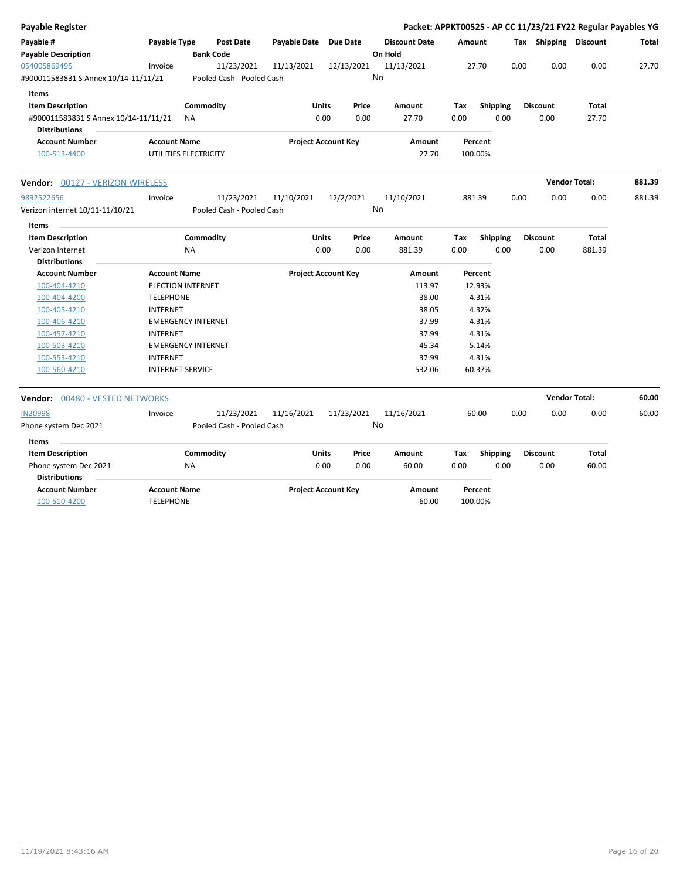**Payable Register** — Packet: APPKT00525 - AP CC 11/23/21 FY22 Regular Payables YG

| Payable # | Payable Type | Post Date | Payable Date | Due Date | Discount Date | Amount | Tax | Shipping | Discount | Total |
|---|---|---|---|---|---|---|---|---|---|---|
| **Payable Description** | | **Bank Code** | | | **On Hold** | | | | | |
| 054005869495 | Invoice | 11/23/2021 | 11/13/2021 | 12/13/2021 | 11/13/2021 | 27.70 | 0.00 | 0.00 | 0.00 | 27.70 |
| #900011583831 S Annex 10/14-11/11/21 | | Pooled Cash - Pooled Cash | | | No | | | | | |

**Items**

| Item Description | Commodity | Units | Price | Amount | Tax | Shipping | Discount | Total |
|---|---|---|---|---|---|---|---|---|
| #900011583831 S Annex 10/14-11/11/21 | NA | 0.00 | 0.00 | 27.70 | 0.00 | 0.00 | 0.00 | 27.70 |

**Distributions**

| Account Number | Account Name | Project Account Key | Amount | Percent |
|---|---|---|---|---|
| 100-513-4400 | UTILITIES ELECTRICITY | | 27.70 | 100.00% |

**Vendor:** 00127 - VERIZON WIRELESS — **Vendor Total:** 881.39

| Payable # | Payable Type | Post Date | Payable Date | Due Date | Discount Date | Amount | Tax | Shipping | Discount | Total |
|---|---|---|---|---|---|---|---|---|---|---|
| 9892522656 | Invoice | 11/23/2021 | 11/10/2021 | 12/2/2021 | 11/10/2021 | 881.39 | 0.00 | 0.00 | 0.00 | 881.39 |
| Verizon internet 10/11-11/10/21 | | Pooled Cash - Pooled Cash | | | No | | | | | |

**Items**

| Item Description | Commodity | Units | Price | Amount | Tax | Shipping | Discount | Total |
|---|---|---|---|---|---|---|---|---|
| Verizon Internet | NA | 0.00 | 0.00 | 881.39 | 0.00 | 0.00 | 0.00 | 881.39 |

**Distributions**

| Account Number | Account Name | Project Account Key | Amount | Percent |
|---|---|---|---|---|
| 100-404-4210 | ELECTION INTERNET | | 113.97 | 12.93% |
| 100-404-4200 | TELEPHONE | | 38.00 | 4.31% |
| 100-405-4210 | INTERNET | | 38.05 | 4.32% |
| 100-406-4210 | EMERGENCY INTERNET | | 37.99 | 4.31% |
| 100-457-4210 | INTERNET | | 37.99 | 4.31% |
| 100-503-4210 | EMERGENCY INTERNET | | 45.34 | 5.14% |
| 100-553-4210 | INTERNET | | 37.99 | 4.31% |
| 100-560-4210 | INTERNET SERVICE | | 532.06 | 60.37% |

**Vendor:** 00480 - VESTED NETWORKS — **Vendor Total:** 60.00

| Payable # | Payable Type | Post Date | Payable Date | Due Date | Discount Date | Amount | Tax | Shipping | Discount | Total |
|---|---|---|---|---|---|---|---|---|---|---|
| IN20998 | Invoice | 11/23/2021 | 11/16/2021 | 11/23/2021 | 11/16/2021 | 60.00 | 0.00 | 0.00 | 0.00 | 60.00 |
| Phone system Dec 2021 | | Pooled Cash - Pooled Cash | | | No | | | | | |

**Items**

| Item Description | Commodity | Units | Price | Amount | Tax | Shipping | Discount | Total |
|---|---|---|---|---|---|---|---|---|
| Phone system Dec 2021 | NA | 0.00 | 0.00 | 60.00 | 0.00 | 0.00 | 0.00 | 60.00 |

**Distributions**

| Account Number | Account Name | Project Account Key | Amount | Percent |
|---|---|---|---|---|
| 100-510-4200 | TELEPHONE | | 60.00 | 100.00% |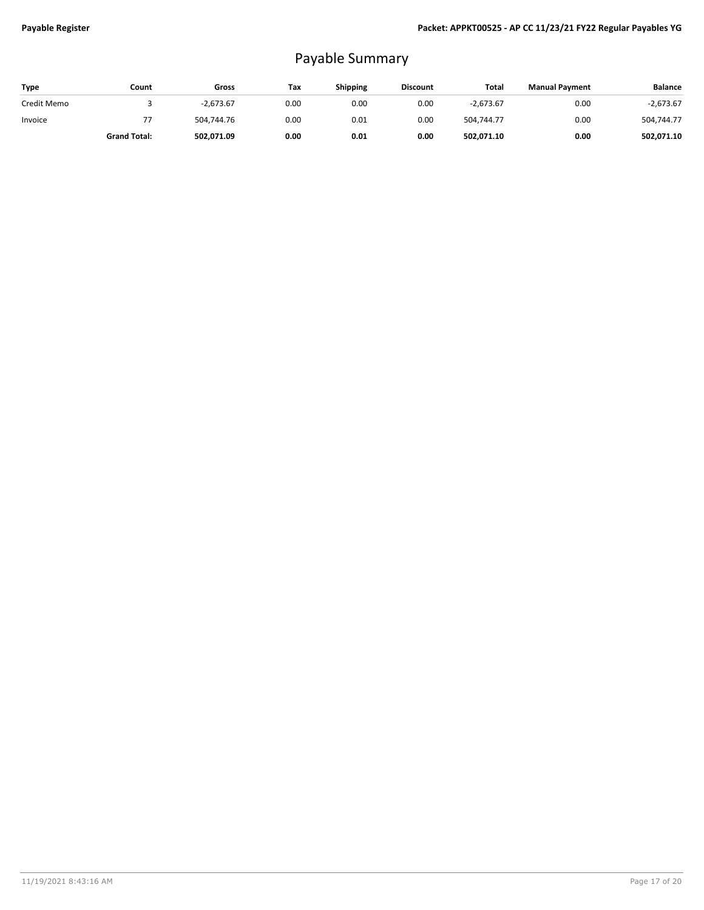# Payable Summary

| Type | Count | Gross | Tax | Shipping | Discount | Total | Manual Payment | Balance |
|---|---|---|---|---|---|---|---|---|
| Credit Memo | 3 | -2,673.67 | 0.00 | 0.00 | 0.00 | -2,673.67 | 0.00 | -2,673.67 |
| Invoice | 77 | 504,744.76 | 0.00 | 0.01 | 0.00 | 504,744.77 | 0.00 | 504,744.77 |
| | **Grand Total:** | **502,071.09** | **0.00** | **0.01** | **0.00** | **502,071.10** | **0.00** | **502,071.10** |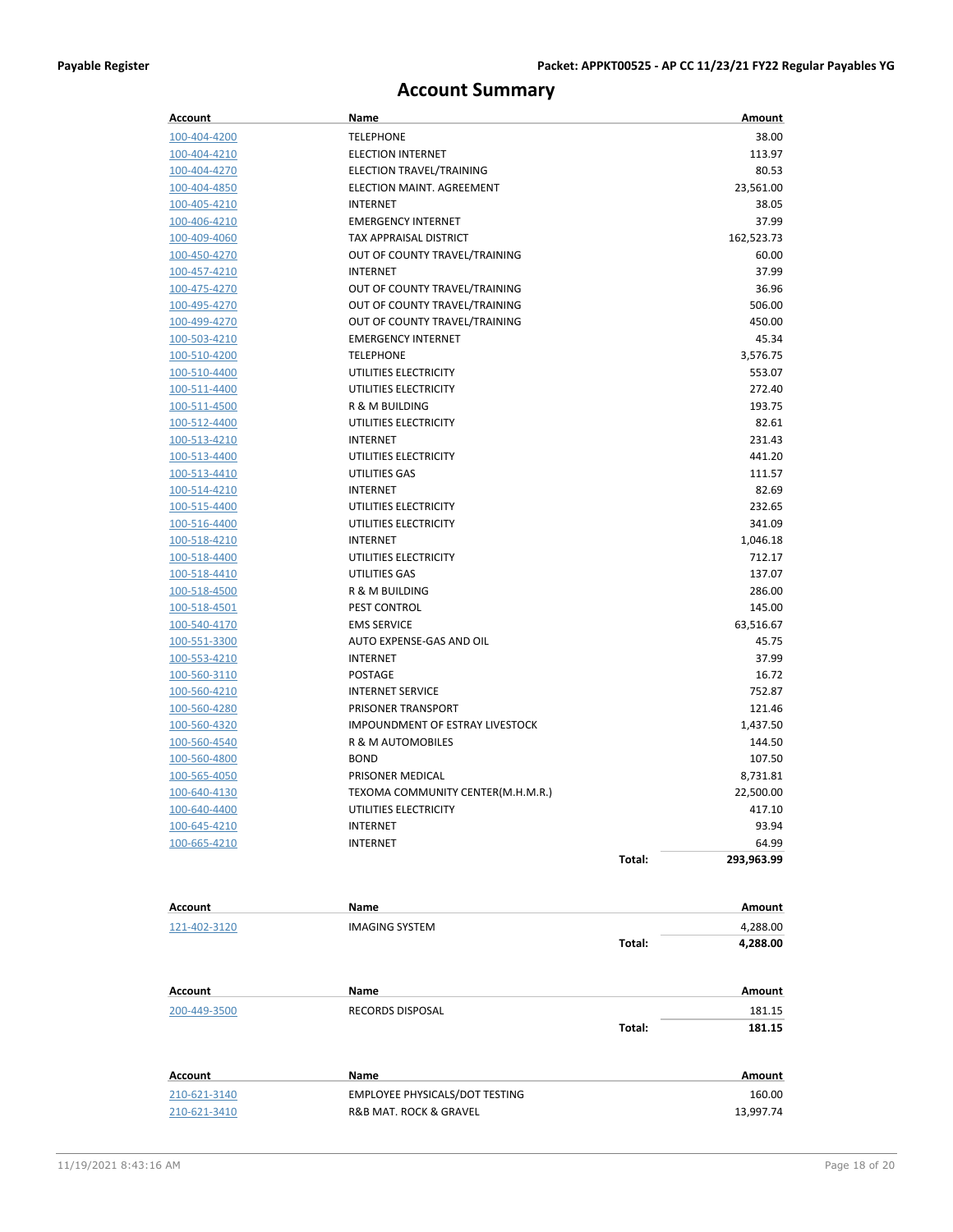# Account Summary

| Account | Name | Amount |
|---|---|---|
| 100-404-4200 | TELEPHONE | 38.00 |
| 100-404-4210 | ELECTION INTERNET | 113.97 |
| 100-404-4270 | ELECTION TRAVEL/TRAINING | 80.53 |
| 100-404-4850 | ELECTION MAINT. AGREEMENT | 23,561.00 |
| 100-405-4210 | INTERNET | 38.05 |
| 100-406-4210 | EMERGENCY INTERNET | 37.99 |
| 100-409-4060 | TAX APPRAISAL DISTRICT | 162,523.73 |
| 100-450-4270 | OUT OF COUNTY TRAVEL/TRAINING | 60.00 |
| 100-457-4210 | INTERNET | 37.99 |
| 100-475-4270 | OUT OF COUNTY TRAVEL/TRAINING | 36.96 |
| 100-495-4270 | OUT OF COUNTY TRAVEL/TRAINING | 506.00 |
| 100-499-4270 | OUT OF COUNTY TRAVEL/TRAINING | 450.00 |
| 100-503-4210 | EMERGENCY INTERNET | 45.34 |
| 100-510-4200 | TELEPHONE | 3,576.75 |
| 100-510-4400 | UTILITIES ELECTRICITY | 553.07 |
| 100-511-4400 | UTILITIES ELECTRICITY | 272.40 |
| 100-511-4500 | R & M BUILDING | 193.75 |
| 100-512-4400 | UTILITIES ELECTRICITY | 82.61 |
| 100-513-4210 | INTERNET | 231.43 |
| 100-513-4400 | UTILITIES ELECTRICITY | 441.20 |
| 100-513-4410 | UTILITIES GAS | 111.57 |
| 100-514-4210 | INTERNET | 82.69 |
| 100-515-4400 | UTILITIES ELECTRICITY | 232.65 |
| 100-516-4400 | UTILITIES ELECTRICITY | 341.09 |
| 100-518-4210 | INTERNET | 1,046.18 |
| 100-518-4400 | UTILITIES ELECTRICITY | 712.17 |
| 100-518-4410 | UTILITIES GAS | 137.07 |
| 100-518-4500 | R & M BUILDING | 286.00 |
| 100-518-4501 | PEST CONTROL | 145.00 |
| 100-540-4170 | EMS SERVICE | 63,516.67 |
| 100-551-3300 | AUTO EXPENSE-GAS AND OIL | 45.75 |
| 100-553-4210 | INTERNET | 37.99 |
| 100-560-3110 | POSTAGE | 16.72 |
| 100-560-4210 | INTERNET SERVICE | 752.87 |
| 100-560-4280 | PRISONER TRANSPORT | 121.46 |
| 100-560-4320 | IMPOUNDMENT OF ESTRAY LIVESTOCK | 1,437.50 |
| 100-560-4540 | R & M AUTOMOBILES | 144.50 |
| 100-560-4800 | BOND | 107.50 |
| 100-565-4050 | PRISONER MEDICAL | 8,731.81 |
| 100-640-4130 | TEXOMA COMMUNITY CENTER(M.H.M.R.) | 22,500.00 |
| 100-640-4400 | UTILITIES ELECTRICITY | 417.10 |
| 100-645-4210 | INTERNET | 93.94 |
| 100-665-4210 | INTERNET | 64.99 |
| | **Total:** | **293,963.99** |

| Account | Name | Amount |
|---|---|---|
| 121-402-3120 | IMAGING SYSTEM | 4,288.00 |
| | **Total:** | **4,288.00** |

| Account | Name | Amount |
|---|---|---|
| 200-449-3500 | RECORDS DISPOSAL | 181.15 |
| | **Total:** | **181.15** |

| Account | Name | Amount |
|---|---|---|
| 210-621-3140 | EMPLOYEE PHYSICALS/DOT TESTING | 160.00 |
| 210-621-3410 | R&B MAT. ROCK & GRAVEL | 13,997.74 |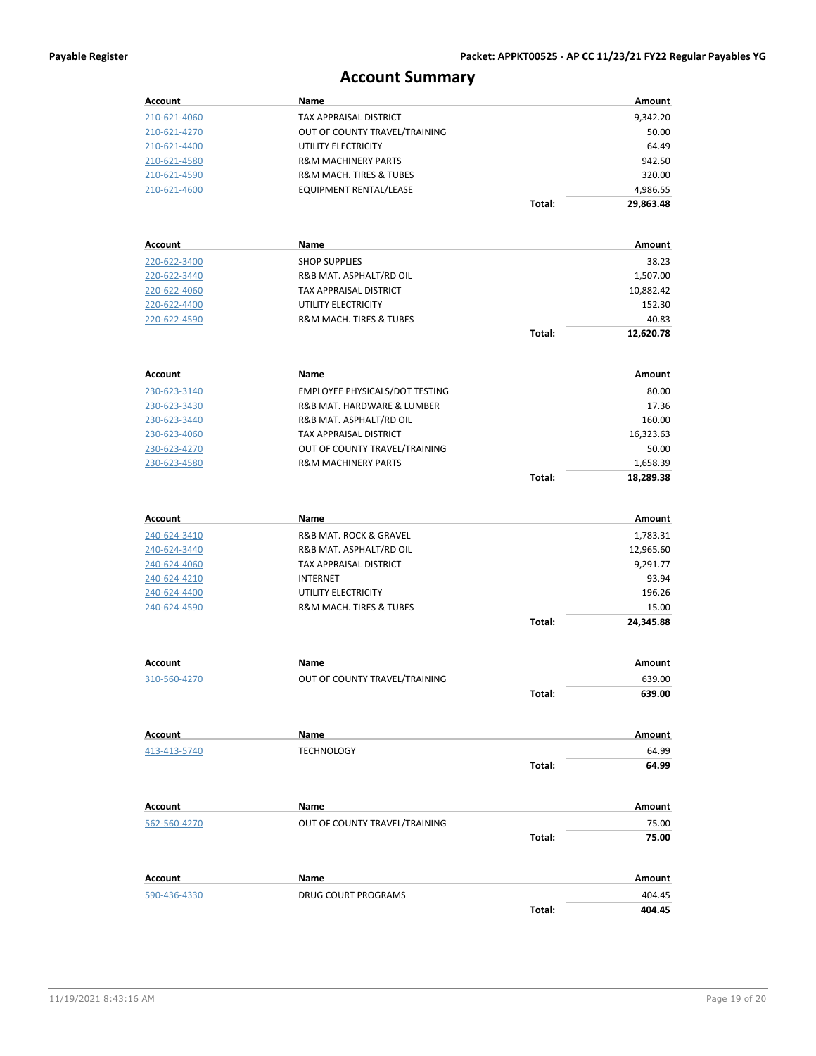# Account Summary

| Account | Name | | Amount |
|---|---|---|---|
| 210-621-4060 | TAX APPRAISAL DISTRICT | | 9,342.20 |
| 210-621-4270 | OUT OF COUNTY TRAVEL/TRAINING | | 50.00 |
| 210-621-4400 | UTILITY ELECTRICITY | | 64.49 |
| 210-621-4580 | R&M MACHINERY PARTS | | 942.50 |
| 210-621-4590 | R&M MACH. TIRES & TUBES | | 320.00 |
| 210-621-4600 | EQUIPMENT RENTAL/LEASE | | 4,986.55 |
| | | **Total:** | **29,863.48** |

| Account | Name | | Amount |
|---|---|---|---|
| 220-622-3400 | SHOP SUPPLIES | | 38.23 |
| 220-622-3440 | R&B MAT. ASPHALT/RD OIL | | 1,507.00 |
| 220-622-4060 | TAX APPRAISAL DISTRICT | | 10,882.42 |
| 220-622-4400 | UTILITY ELECTRICITY | | 152.30 |
| 220-622-4590 | R&M MACH. TIRES & TUBES | | 40.83 |
| | | **Total:** | **12,620.78** |

| Account | Name | | Amount |
|---|---|---|---|
| 230-623-3140 | EMPLOYEE PHYSICALS/DOT TESTING | | 80.00 |
| 230-623-3430 | R&B MAT. HARDWARE & LUMBER | | 17.36 |
| 230-623-3440 | R&B MAT. ASPHALT/RD OIL | | 160.00 |
| 230-623-4060 | TAX APPRAISAL DISTRICT | | 16,323.63 |
| 230-623-4270 | OUT OF COUNTY TRAVEL/TRAINING | | 50.00 |
| 230-623-4580 | R&M MACHINERY PARTS | | 1,658.39 |
| | | **Total:** | **18,289.38** |

| Account | Name | | Amount |
|---|---|---|---|
| 240-624-3410 | R&B MAT. ROCK & GRAVEL | | 1,783.31 |
| 240-624-3440 | R&B MAT. ASPHALT/RD OIL | | 12,965.60 |
| 240-624-4060 | TAX APPRAISAL DISTRICT | | 9,291.77 |
| 240-624-4210 | INTERNET | | 93.94 |
| 240-624-4400 | UTILITY ELECTRICITY | | 196.26 |
| 240-624-4590 | R&M MACH. TIRES & TUBES | | 15.00 |
| | | **Total:** | **24,345.88** |

| Account | Name | | Amount |
|---|---|---|---|
| 310-560-4270 | OUT OF COUNTY TRAVEL/TRAINING | | 639.00 |
| | | **Total:** | **639.00** |

| Account | Name | | Amount |
|---|---|---|---|
| 413-413-5740 | TECHNOLOGY | | 64.99 |
| | | **Total:** | **64.99** |

| Account | Name | | Amount |
|---|---|---|---|
| 562-560-4270 | OUT OF COUNTY TRAVEL/TRAINING | | 75.00 |
| | | **Total:** | **75.00** |

| Account | Name | | Amount |
|---|---|---|---|
| 590-436-4330 | DRUG COURT PROGRAMS | | 404.45 |
| | | **Total:** | **404.45** |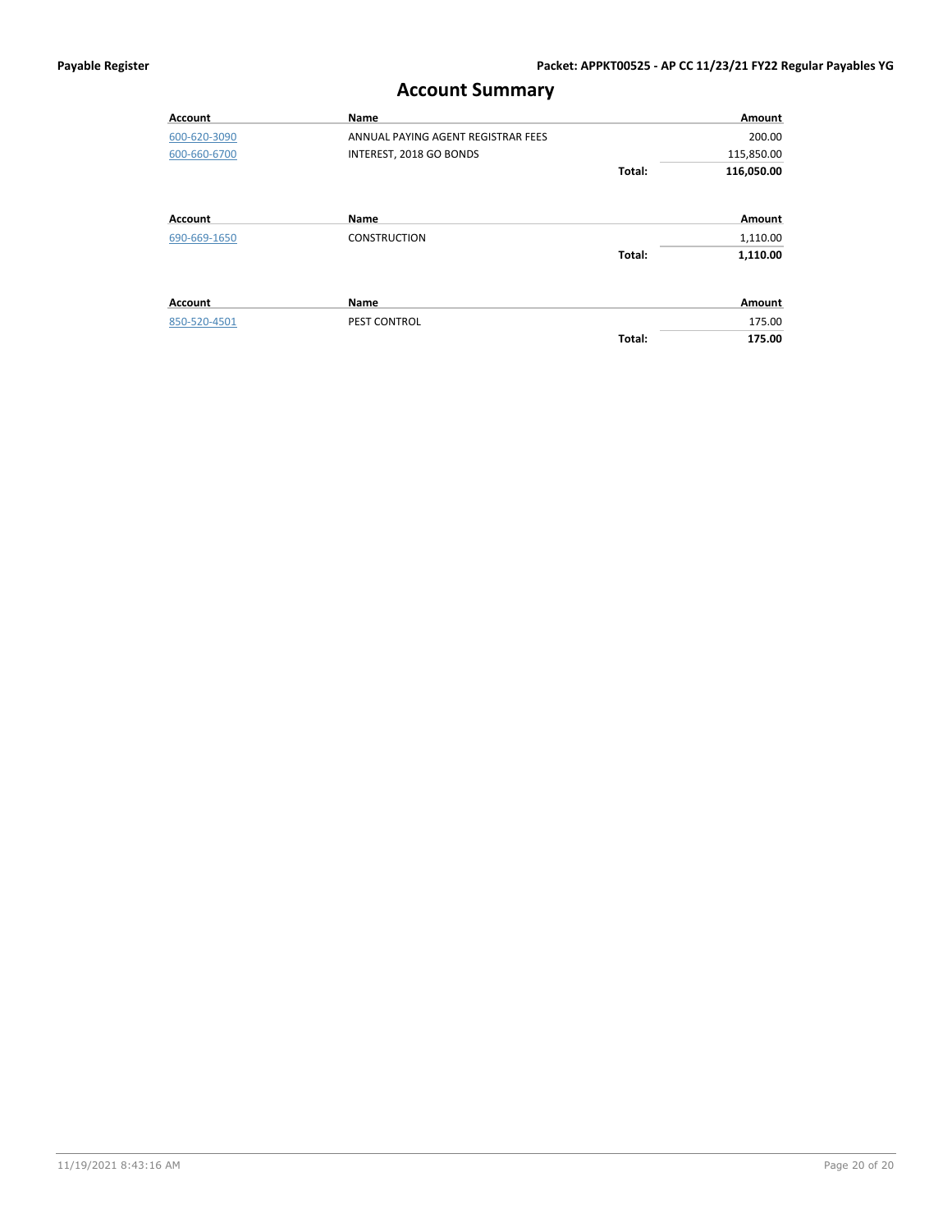# Account Summary

| Account | Name | | Amount |
|---|---|---|---|
| 600-620-3090 | ANNUAL PAYING AGENT REGISTRAR FEES | | 200.00 |
| 600-660-6700 | INTEREST, 2018 GO BONDS | | 115,850.00 |
| | | **Total:** | **116,050.00** |

| Account | Name | | Amount |
|---|---|---|---|
| 690-669-1650 | CONSTRUCTION | | 1,110.00 |
| | | **Total:** | **1,110.00** |

| Account | Name | | Amount |
|---|---|---|---|
| 850-520-4501 | PEST CONTROL | | 175.00 |
| | | **Total:** | **175.00** |